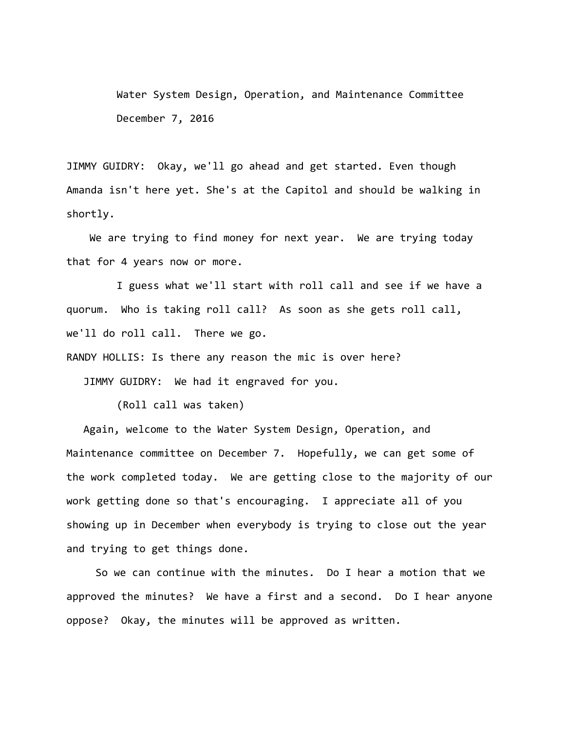Water System Design, Operation, and Maintenance Committee

December 7, 2016

JIMMY GUIDRY: Okay, we'll go ahead and get started. Even though Amanda isn't here yet. She's at the Capitol and should be walking in shortly.

We are trying to find money for next year. We are trying today that for 4 years now or more.

I guess what we'll start with roll call and see if we have a quorum. Who is taking roll call? As soon as she gets roll call, we'll do roll call. There we go.

RANDY HOLLIS: Is there any reason the mic is over here?

JIMMY GUIDRY: We had it engraved for you.

(Roll call was taken)

Again, welcome to the Water System Design, Operation, and Maintenance committee on December 7. Hopefully, we can get some of the work completed today. We are getting close to the majority of our work getting done so that's encouraging. I appreciate all of you showing up in December when everybody is trying to close out the year and trying to get things done.

So we can continue with the minutes. Do I hear a motion that we approved the minutes? We have a first and a second. Do I hear anyone oppose? Okay, the minutes will be approved as written.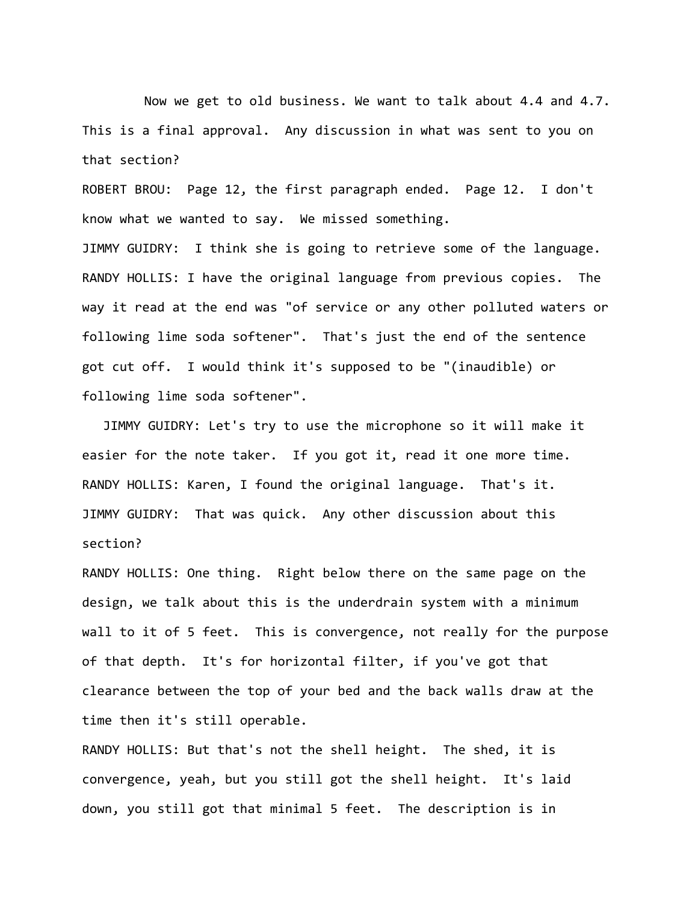Now we get to old business. We want to talk about 4.4 and 4.7. This is a final approval. Any discussion in what was sent to you on that section?

ROBERT BROU: Page 12, the first paragraph ended. Page 12. I don't know what we wanted to say. We missed something.

JIMMY GUIDRY: I think she is going to retrieve some of the language.

RANDY HOLLIS: I have the original language from previous copies. The way it read at the end was "of service or any other polluted waters or following lime soda softener". That's just the end of the sentence got cut off. I would think it's supposed to be "(inaudible) or following lime soda softener".

JIMMY GUIDRY: Let's try to use the microphone so it will make it easier for the note taker. If you got it, read it one more time.

RANDY HOLLIS: Karen, I found the original language. That's it.

JIMMY GUIDRY: That was quick. Any other discussion about this section?

RANDY HOLLIS: One thing. Right below there on the same page on the design, we talk about this is the underdrain system with a minimum wall to it of 5 feet. This is convergence, not really for the purpose of that depth. It's for horizontal filter, if you've got that clearance between the top of your bed and the back walls draw at the time then it's still operable.

RANDY HOLLIS: But that's not the shell height. The shed, it is convergence, yeah, but you still got the shell height. It's laid down, you still got that minimal 5 feet. The description is in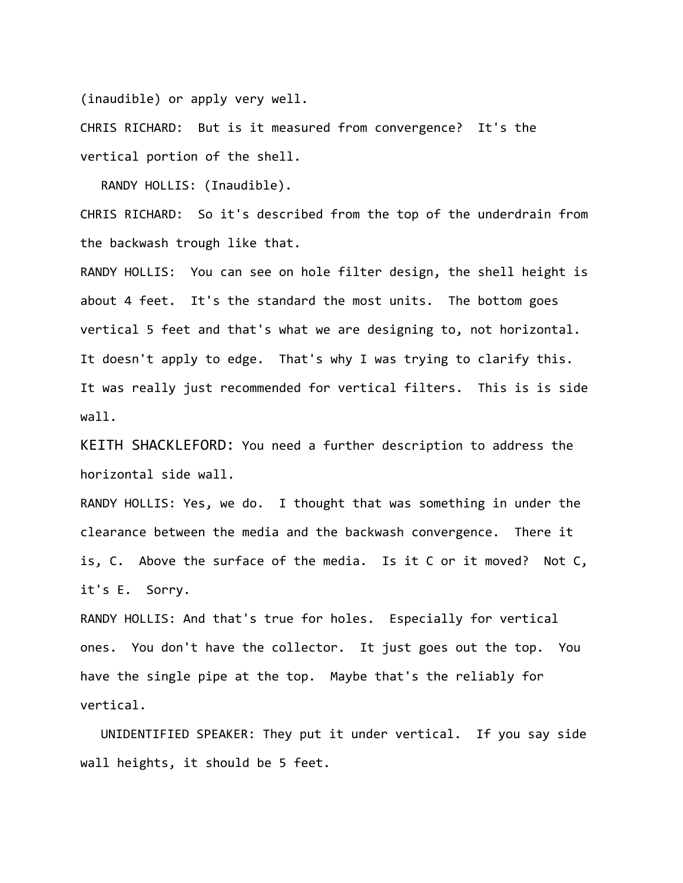(inaudible) or apply very well.

CHRIS RICHARD: But is it measured from convergence? It's the vertical portion of the shell.

RANDY HOLLIS: (Inaudible).

CHRIS RICHARD: So it's described from the top of the underdrain from the backwash trough like that.

RANDY HOLLIS: You can see on hole filter design, the shell height is about 4 feet. It's the standard the most units. The bottom goes vertical 5 feet and that's what we are designing to, not horizontal. It doesn't apply to edge. That's why I was trying to clarify this. It was really just recommended for vertical filters. This is is side wall.

KEITH SHACKLEFORD: You need a further description to address the horizontal side wall.

RANDY HOLLIS: Yes, we do. I thought that was something in under the clearance between the media and the backwash convergence. There it is, C. Above the surface of the media. Is it C or it moved? Not C, it's E. Sorry.

RANDY HOLLIS: And that's true for holes. Especially for vertical ones. You don't have the collector. It just goes out the top. You have the single pipe at the top. Maybe that's the reliably for vertical.

UNIDENTIFIED SPEAKER: They put it under vertical. If you say side wall heights, it should be 5 feet.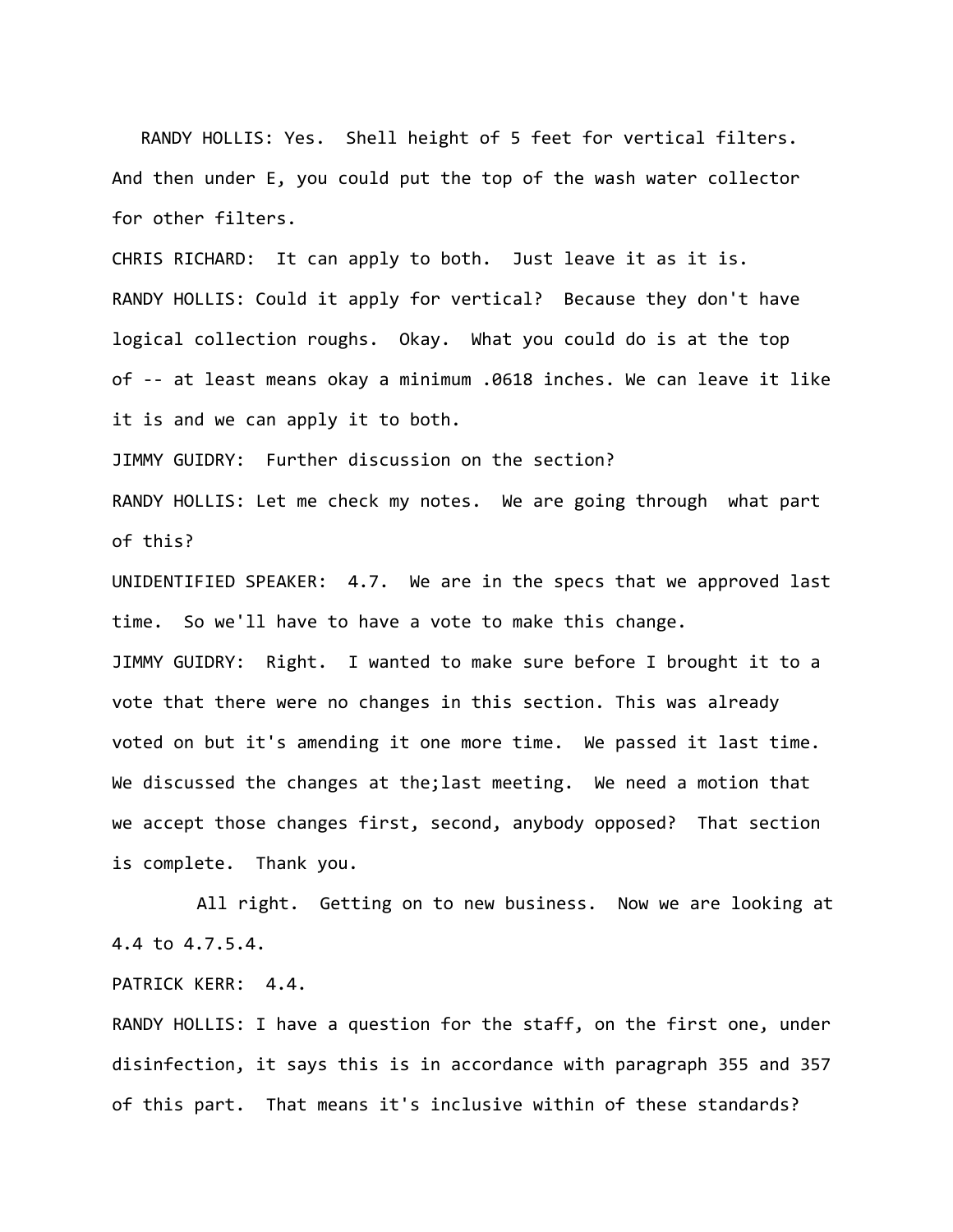RANDY HOLLIS: Yes. Shell height of 5 feet for vertical filters. And then under E, you could put the top of the wash water collector for other filters.

CHRIS RICHARD: It can apply to both. Just leave it as it is.

RANDY HOLLIS: Could it apply for vertical? Because they don't have logical collection roughs. Okay. What you could do is at the top of -- at least means okay a minimum .0618 inches. We can leave it like it is and we can apply it to both.

JIMMY GUIDRY: Further discussion on the section?

RANDY HOLLIS: Let me check my notes. We are going through what part of this?

UNIDENTIFIED SPEAKER: 4.7. We are in the specs that we approved last time. So we'll have to have a vote to make this change.

JIMMY GUIDRY: Right. I wanted to make sure before I brought it to a vote that there were no changes in this section. This was already voted on but it's amending it one more time. We passed it last time. We discussed the changes at the;last meeting. We need a motion that we accept those changes first, second, anybody opposed? That section is complete. Thank you.

All right. Getting on to new business. Now we are looking at 4.4 to 4.7.5.4.

PATRICK KERR: 4.4.

RANDY HOLLIS: I have a question for the staff, on the first one, under disinfection, it says this is in accordance with paragraph 355 and 357 of this part. That means it's inclusive within of these standards?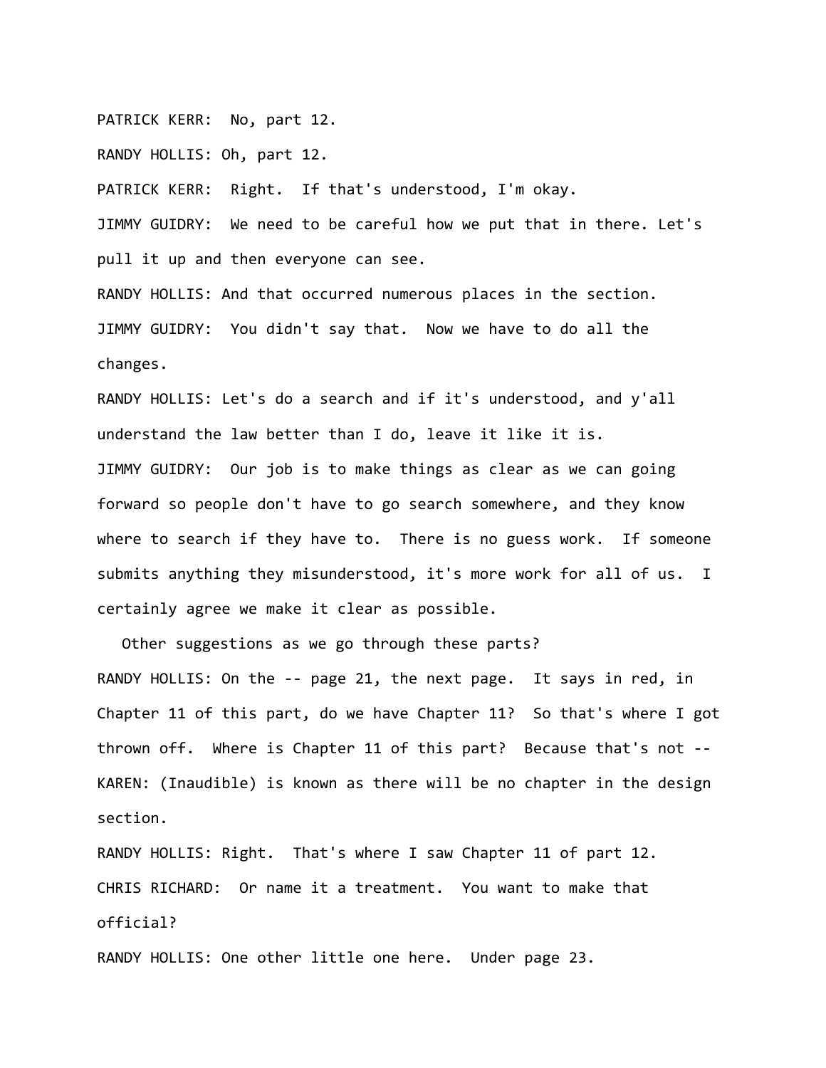PATRICK KERR:  No, part 12.

RANDY HOLLIS: Oh, part 12.

PATRICK KERR:  Right.  If that's understood, I'm okay.

JIMMY GUIDRY:  We need to be careful how we put that in there. Let's pull it up and then everyone can see.

RANDY HOLLIS: And that occurred numerous places in the section.

JIMMY GUIDRY:  You didn't say that.  Now we have to do all the changes.

RANDY HOLLIS: Let's do a search and if it's understood, and y'all understand the law better than I do, leave it like it is.

JIMMY GUIDRY:  Our job is to make things as clear as we can going forward so people don't have to go search somewhere, and they know where to search if they have to.  There is no guess work.  If someone submits anything they misunderstood, it's more work for all of us.  I certainly agree we make it clear as possible.

Other suggestions as we go through these parts?

RANDY HOLLIS: On the -- page 21, the next page.  It says in red, in Chapter 11 of this part, do we have Chapter 11?  So that's where I got thrown off.  Where is Chapter 11 of this part?  Because that's not --

KAREN: (Inaudible) is known as there will be no chapter in the design section.

RANDY HOLLIS: Right.  That's where I saw Chapter 11 of part 12.

CHRIS RICHARD:  Or name it a treatment.  You want to make that official?

RANDY HOLLIS: One other little one here.  Under page 23.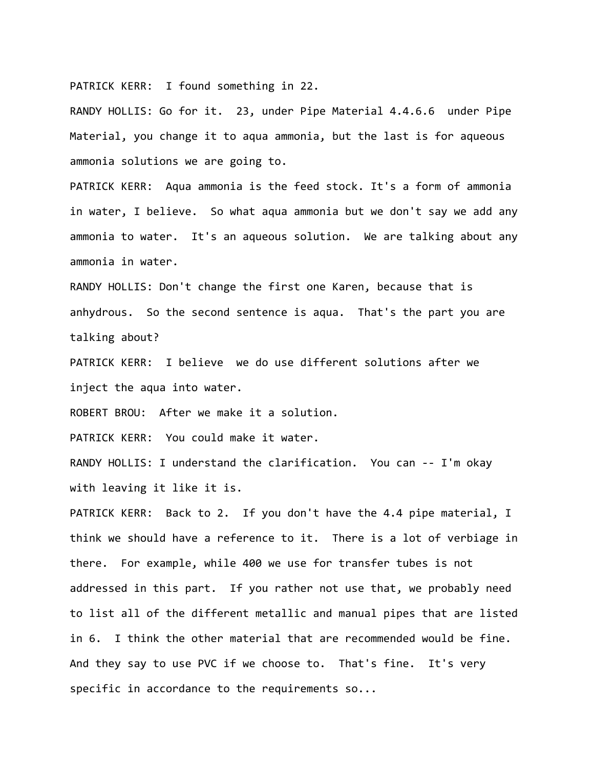PATRICK KERR: I found something in 22.

RANDY HOLLIS: Go for it. 23, under Pipe Material 4.4.6.6 under Pipe Material, you change it to aqua ammonia, but the last is for aqueous ammonia solutions we are going to.

PATRICK KERR: Aqua ammonia is the feed stock. It's a form of ammonia in water, I believe. So what aqua ammonia but we don't say we add any ammonia to water. It's an aqueous solution. We are talking about any ammonia in water.

RANDY HOLLIS: Don't change the first one Karen, because that is anhydrous. So the second sentence is aqua. That's the part you are talking about?

PATRICK KERR: I believe we do use different solutions after we inject the aqua into water.

ROBERT BROU: After we make it a solution.

PATRICK KERR: You could make it water.

RANDY HOLLIS: I understand the clarification. You can -- I'm okay with leaving it like it is.

PATRICK KERR: Back to 2. If you don't have the 4.4 pipe material, I think we should have a reference to it. There is a lot of verbiage in there. For example, while 400 we use for transfer tubes is not addressed in this part. If you rather not use that, we probably need to list all of the different metallic and manual pipes that are listed in 6. I think the other material that are recommended would be fine. And they say to use PVC if we choose to. That's fine. It's very specific in accordance to the requirements so...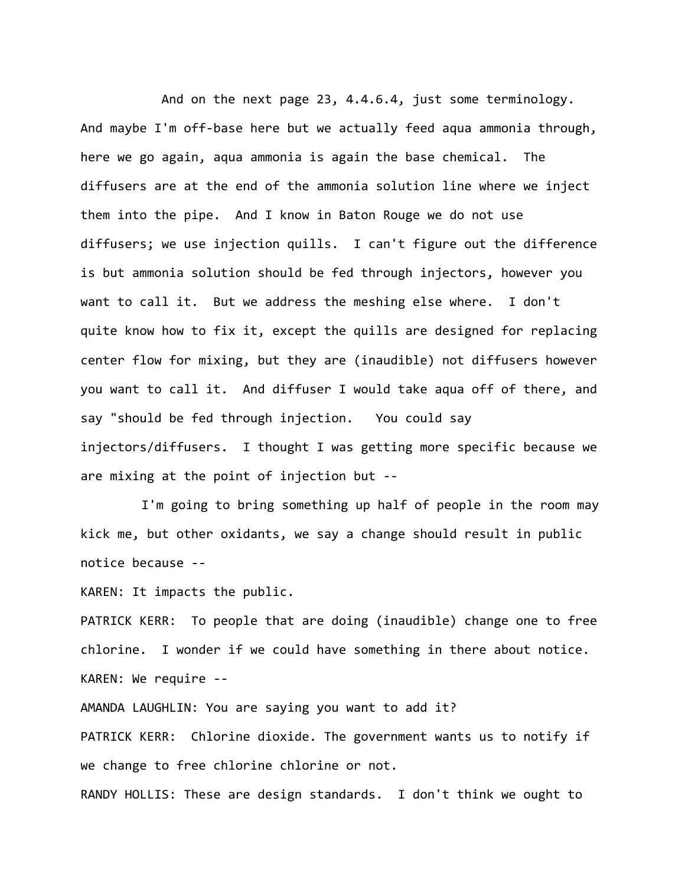And on the next page 23, 4.4.6.4, just some terminology. And maybe I'm off-base here but we actually feed aqua ammonia through, here we go again, aqua ammonia is again the base chemical. The diffusers are at the end of the ammonia solution line where we inject them into the pipe. And I know in Baton Rouge we do not use diffusers; we use injection quills. I can't figure out the difference is but ammonia solution should be fed through injectors, however you want to call it. But we address the meshing else where. I don't quite know how to fix it, except the quills are designed for replacing center flow for mixing, but they are (inaudible) not diffusers however you want to call it. And diffuser I would take aqua off of there, and say "should be fed through injection. You could say injectors/diffusers. I thought I was getting more specific because we are mixing at the point of injection but --

I'm going to bring something up half of people in the room may kick me, but other oxidants, we say a change should result in public notice because --

KAREN: It impacts the public.

PATRICK KERR: To people that are doing (inaudible) change one to free chlorine. I wonder if we could have something in there about notice.

KAREN: We require --

AMANDA LAUGHLIN: You are saying you want to add it?

PATRICK KERR: Chlorine dioxide. The government wants us to notify if we change to free chlorine chlorine or not.

RANDY HOLLIS: These are design standards. I don't think we ought to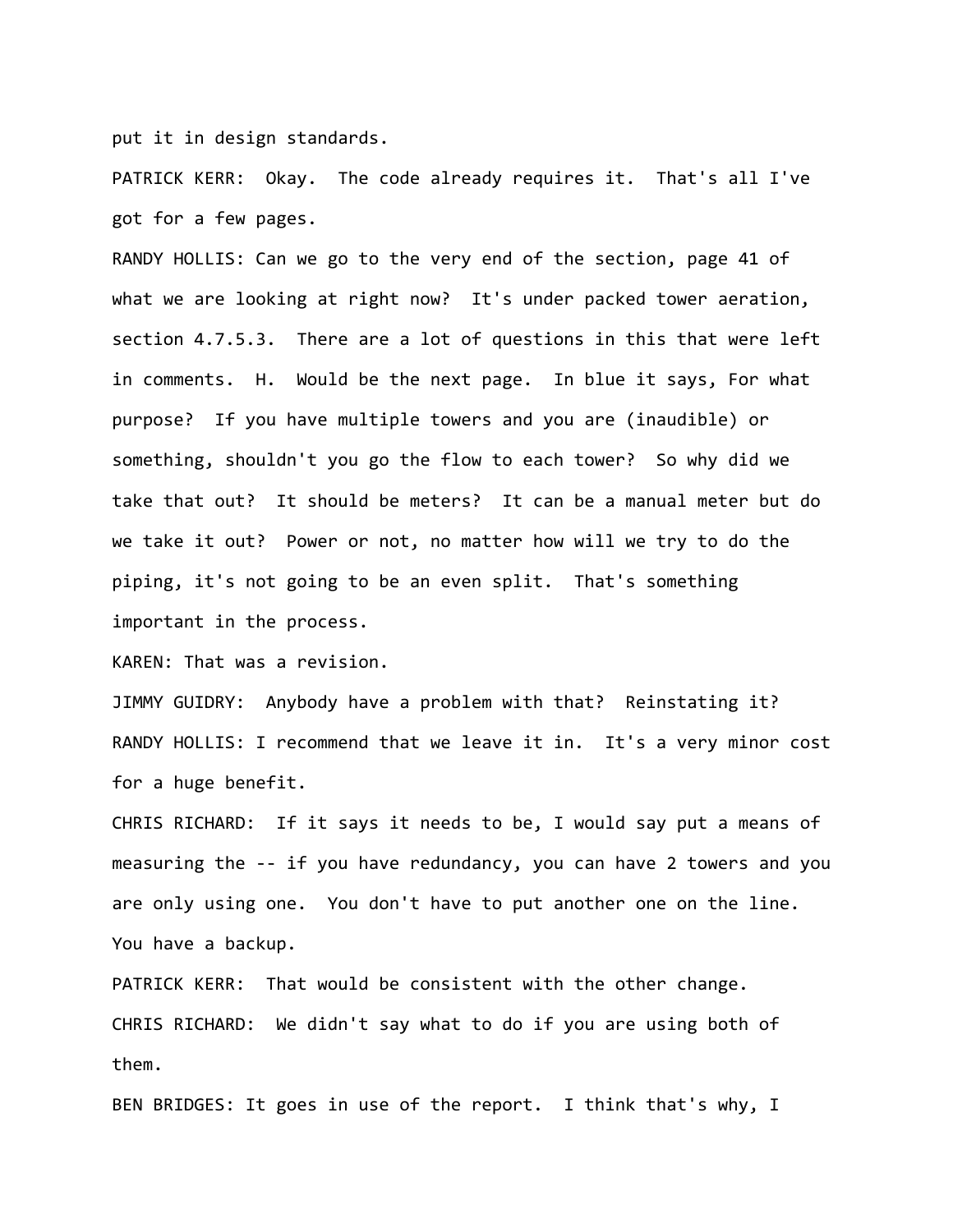put it in design standards.

PATRICK KERR: Okay. The code already requires it. That's all I've got for a few pages.

RANDY HOLLIS: Can we go to the very end of the section, page 41 of what we are looking at right now? It's under packed tower aeration, section 4.7.5.3. There are a lot of questions in this that were left in comments. H. Would be the next page. In blue it says, For what purpose? If you have multiple towers and you are (inaudible) or something, shouldn't you go the flow to each tower? So why did we take that out? It should be meters? It can be a manual meter but do we take it out? Power or not, no matter how will we try to do the piping, it's not going to be an even split. That's something important in the process.

KAREN: That was a revision.

JIMMY GUIDRY: Anybody have a problem with that? Reinstating it?

RANDY HOLLIS: I recommend that we leave it in. It's a very minor cost for a huge benefit.

CHRIS RICHARD: If it says it needs to be, I would say put a means of measuring the -- if you have redundancy, you can have 2 towers and you are only using one. You don't have to put another one on the line. You have a backup.

PATRICK KERR: That would be consistent with the other change.

CHRIS RICHARD: We didn't say what to do if you are using both of them.

BEN BRIDGES: It goes in use of the report. I think that's why, I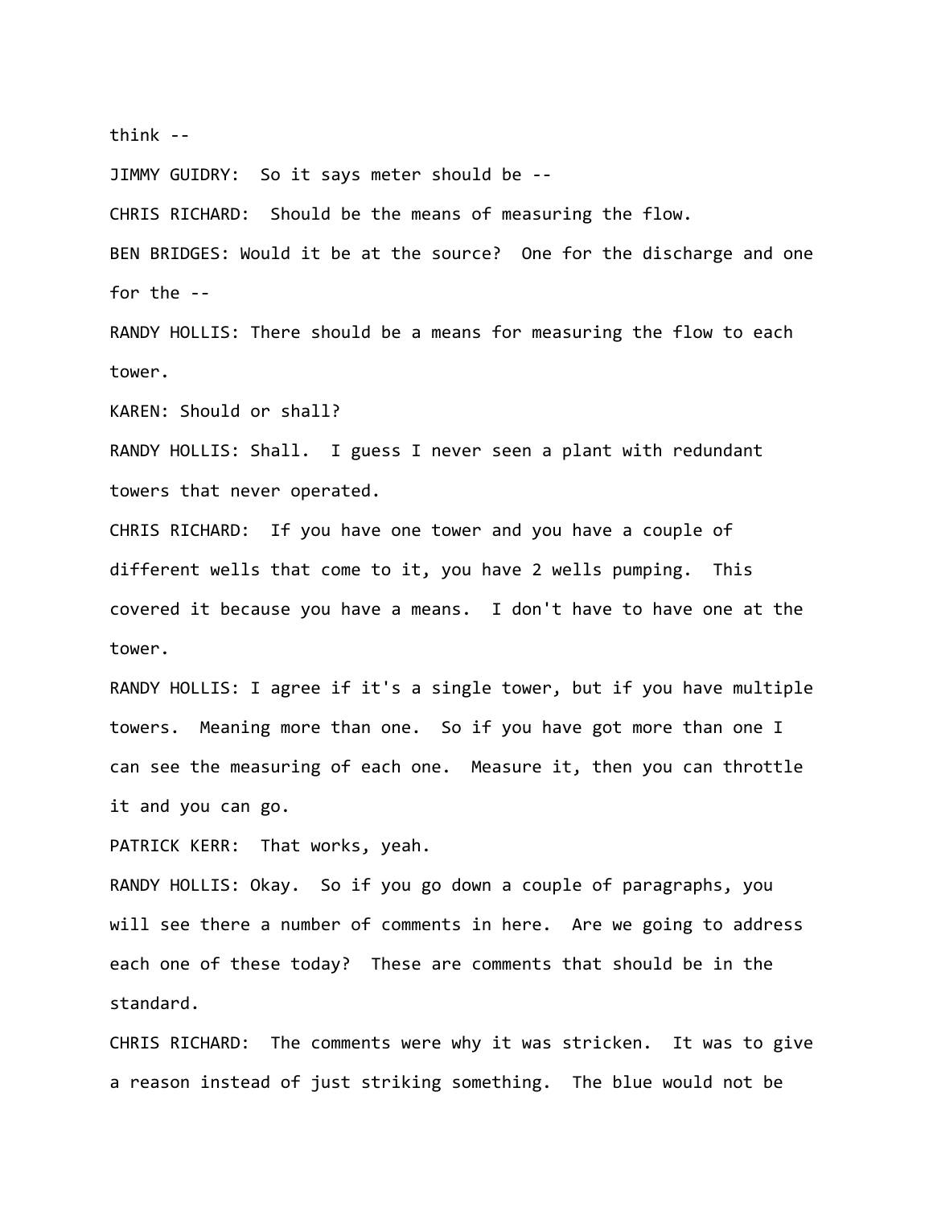think --

JIMMY GUIDRY:  So it says meter should be --

CHRIS RICHARD:  Should be the means of measuring the flow.

BEN BRIDGES: Would it be at the source?  One for the discharge and one for the --

RANDY HOLLIS: There should be a means for measuring the flow to each tower.

KAREN: Should or shall?

RANDY HOLLIS: Shall.  I guess I never seen a plant with redundant towers that never operated.

CHRIS RICHARD:  If you have one tower and you have a couple of different wells that come to it, you have 2 wells pumping.  This covered it because you have a means.  I don't have to have one at the tower.

RANDY HOLLIS: I agree if it's a single tower, but if you have multiple towers.  Meaning more than one.  So if you have got more than one I can see the measuring of each one.  Measure it, then you can throttle it and you can go.

PATRICK KERR:  That works, yeah.

RANDY HOLLIS: Okay.  So if you go down a couple of paragraphs, you will see there a number of comments in here.  Are we going to address each one of these today?  These are comments that should be in the standard.

CHRIS RICHARD:  The comments were why it was stricken.  It was to give a reason instead of just striking something.  The blue would not be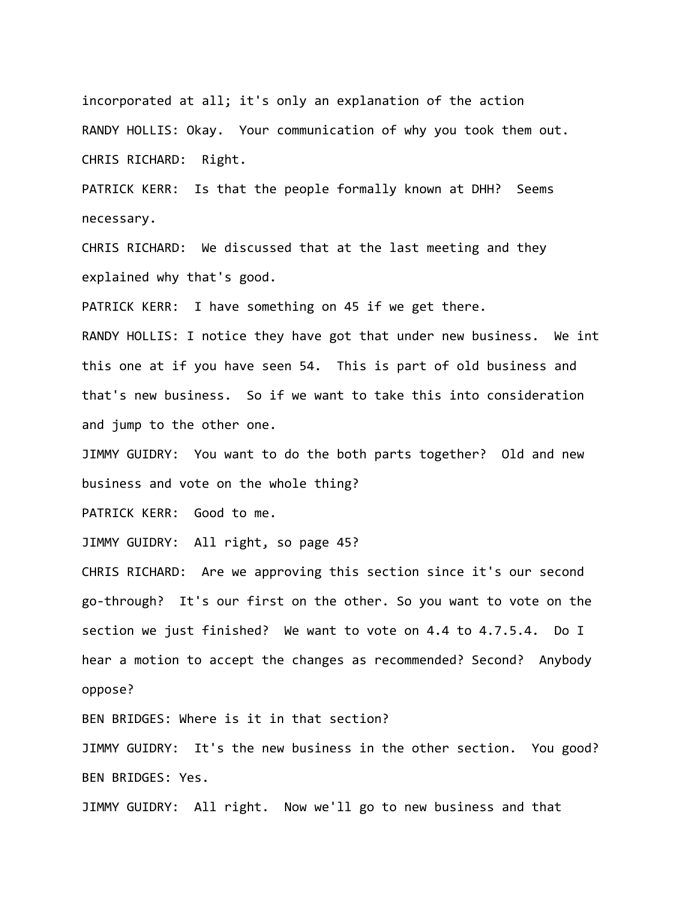incorporated at all; it's only an explanation of the action

RANDY HOLLIS: Okay.  Your communication of why you took them out.

CHRIS RICHARD:  Right.

PATRICK KERR:  Is that the people formally known at DHH?  Seems necessary.

CHRIS RICHARD:  We discussed that at the last meeting and they explained why that's good.

PATRICK KERR:  I have something on 45 if we get there.

RANDY HOLLIS: I notice they have got that under new business.  We int this one at if you have seen 54.  This is part of old business and that's new business.  So if we want to take this into consideration and jump to the other one.

JIMMY GUIDRY:  You want to do the both parts together?  Old and new business and vote on the whole thing?

PATRICK KERR:  Good to me.

JIMMY GUIDRY:  All right, so page 45?

CHRIS RICHARD:  Are we approving this section since it's our second go-through?  It's our first on the other. So you want to vote on the section we just finished?  We want to vote on 4.4 to 4.7.5.4.  Do I hear a motion to accept the changes as recommended? Second?  Anybody oppose?

BEN BRIDGES: Where is it in that section?

JIMMY GUIDRY:  It's the new business in the other section.  You good?

BEN BRIDGES: Yes.

JIMMY GUIDRY:  All right.  Now we'll go to new business and that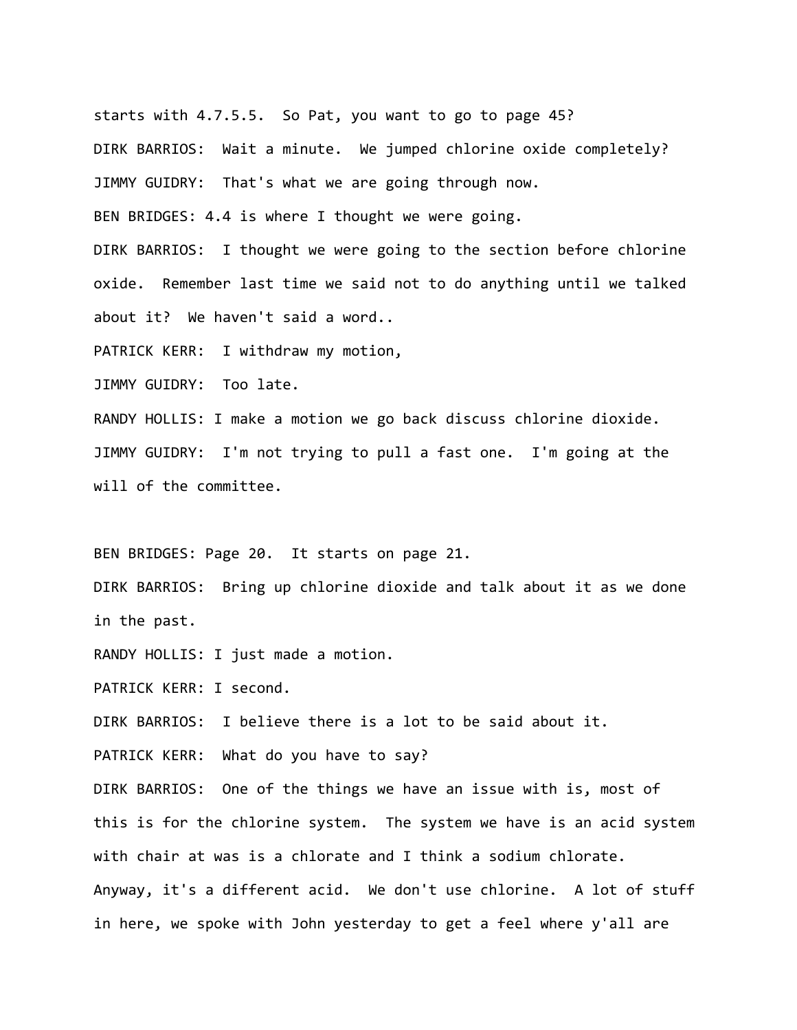starts with 4.7.5.5.  So Pat, you want to go to page 45?

DIRK BARRIOS:  Wait a minute.  We jumped chlorine oxide completely?

JIMMY GUIDRY:  That's what we are going through now.

BEN BRIDGES: 4.4 is where I thought we were going.

DIRK BARRIOS:  I thought we were going to the section before chlorine oxide.  Remember last time we said not to do anything until we talked about it?  We haven't said a word..

PATRICK KERR:  I withdraw my motion,

JIMMY GUIDRY:  Too late.

RANDY HOLLIS: I make a motion we go back discuss chlorine dioxide.

JIMMY GUIDRY:  I'm not trying to pull a fast one.  I'm going at the will of the committee.

BEN BRIDGES: Page 20.  It starts on page 21.

DIRK BARRIOS:  Bring up chlorine dioxide and talk about it as we done in the past.

RANDY HOLLIS: I just made a motion.

PATRICK KERR: I second.

DIRK BARRIOS:  I believe there is a lot to be said about it.

PATRICK KERR:  What do you have to say?

DIRK BARRIOS:  One of the things we have an issue with is, most of this is for the chlorine system.  The system we have is an acid system with chair at was is a chlorate and I think a sodium chlorate. Anyway, it's a different acid.  We don't use chlorine.  A lot of stuff in here, we spoke with John yesterday to get a feel where y'all are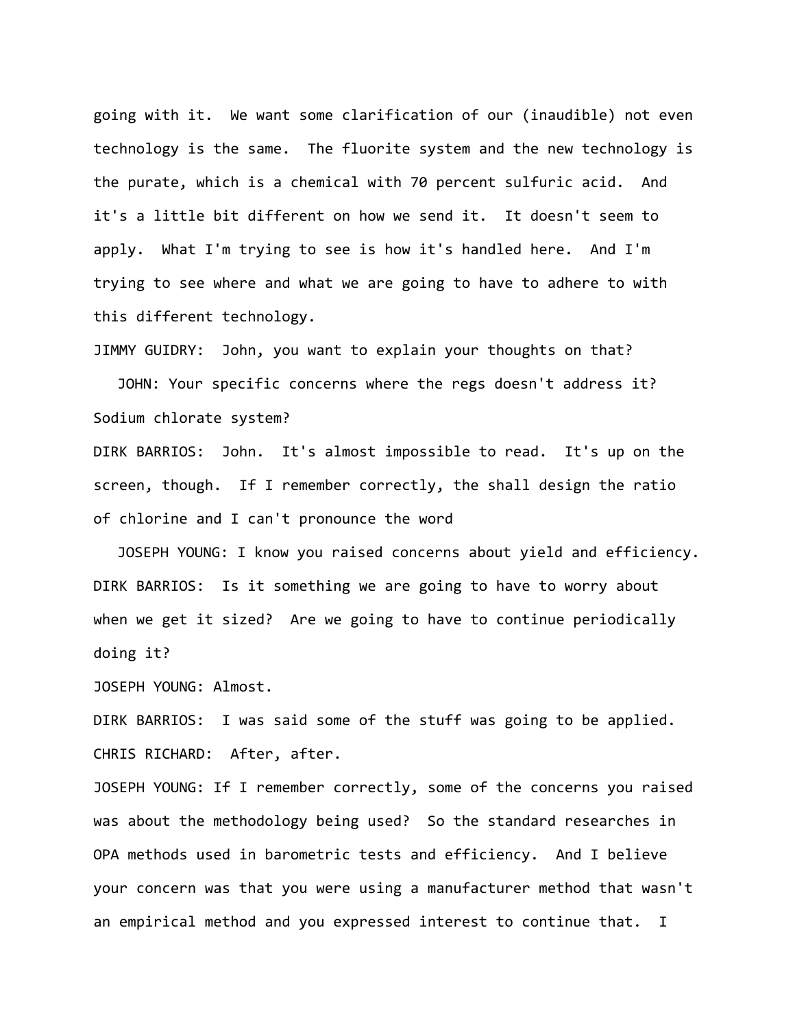going with it. We want some clarification of our (inaudible) not even technology is the same. The fluorite system and the new technology is the purate, which is a chemical with 70 percent sulfuric acid. And it's a little bit different on how we send it. It doesn't seem to apply. What I'm trying to see is how it's handled here. And I'm trying to see where and what we are going to have to adhere to with this different technology.

JIMMY GUIDRY: John, you want to explain your thoughts on that?

JOHN: Your specific concerns where the regs doesn't address it? Sodium chlorate system?

DIRK BARRIOS: John. It's almost impossible to read. It's up on the screen, though. If I remember correctly, the shall design the ratio of chlorine and I can't pronounce the word

JOSEPH YOUNG: I know you raised concerns about yield and efficiency.

DIRK BARRIOS: Is it something we are going to have to worry about when we get it sized? Are we going to have to continue periodically doing it?

JOSEPH YOUNG: Almost.

DIRK BARRIOS: I was said some of the stuff was going to be applied.

CHRIS RICHARD: After, after.

JOSEPH YOUNG: If I remember correctly, some of the concerns you raised was about the methodology being used? So the standard researches in OPA methods used in barometric tests and efficiency. And I believe your concern was that you were using a manufacturer method that wasn't an empirical method and you expressed interest to continue that. I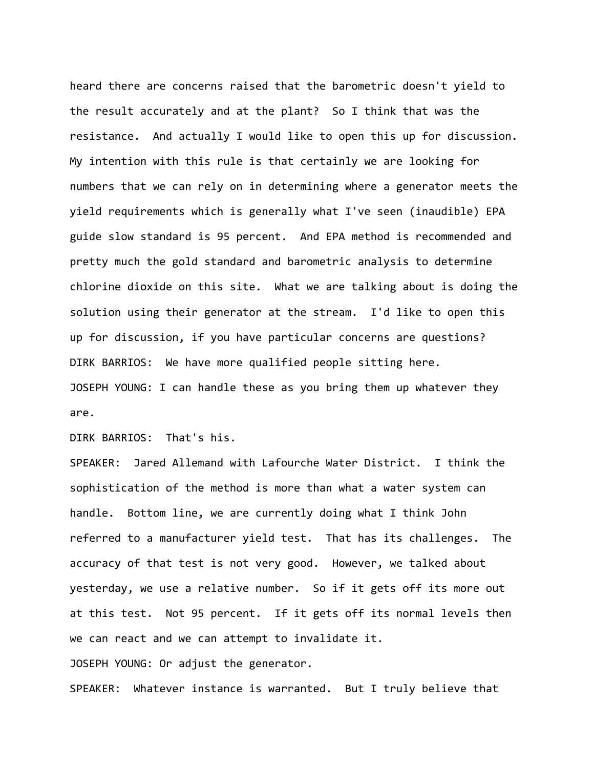heard there are concerns raised that the barometric doesn't yield to the result accurately and at the plant? So I think that was the resistance. And actually I would like to open this up for discussion. My intention with this rule is that certainly we are looking for numbers that we can rely on in determining where a generator meets the yield requirements which is generally what I've seen (inaudible) EPA guide slow standard is 95 percent. And EPA method is recommended and pretty much the gold standard and barometric analysis to determine chlorine dioxide on this site. What we are talking about is doing the solution using their generator at the stream. I'd like to open this up for discussion, if you have particular concerns are questions?

DIRK BARRIOS: We have more qualified people sitting here.

JOSEPH YOUNG: I can handle these as you bring them up whatever they are.

DIRK BARRIOS: That's his.

SPEAKER: Jared Allemand with Lafourche Water District. I think the sophistication of the method is more than what a water system can handle. Bottom line, we are currently doing what I think John referred to a manufacturer yield test. That has its challenges. The accuracy of that test is not very good. However, we talked about yesterday, we use a relative number. So if it gets off its more out at this test. Not 95 percent. If it gets off its normal levels then we can react and we can attempt to invalidate it.

JOSEPH YOUNG: Or adjust the generator.

SPEAKER: Whatever instance is warranted. But I truly believe that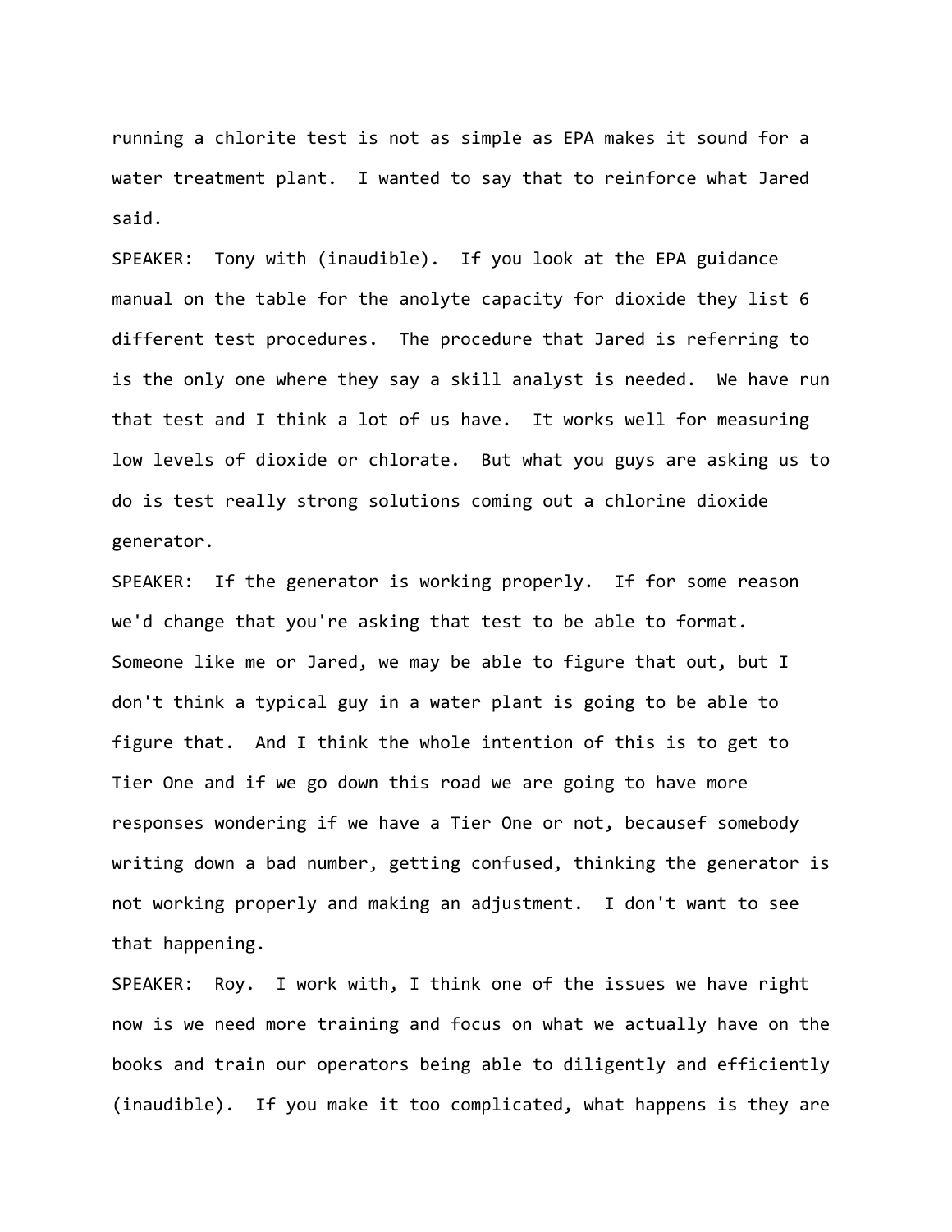running a chlorite test is not as simple as EPA makes it sound for a water treatment plant. I wanted to say that to reinforce what Jared said.

SPEAKER: Tony with (inaudible). If you look at the EPA guidance manual on the table for the anolyte capacity for dioxide they list 6 different test procedures. The procedure that Jared is referring to is the only one where they say a skill analyst is needed. We have run that test and I think a lot of us have. It works well for measuring low levels of dioxide or chlorate. But what you guys are asking us to do is test really strong solutions coming out a chlorine dioxide generator.

SPEAKER: If the generator is working properly. If for some reason we'd change that you're asking that test to be able to format. Someone like me or Jared, we may be able to figure that out, but I don't think a typical guy in a water plant is going to be able to figure that. And I think the whole intention of this is to get to Tier One and if we go down this road we are going to have more responses wondering if we have a Tier One or not, becausef somebody writing down a bad number, getting confused, thinking the generator is not working properly and making an adjustment. I don't want to see that happening.

SPEAKER: Roy. I work with, I think one of the issues we have right now is we need more training and focus on what we actually have on the books and train our operators being able to diligently and efficiently (inaudible). If you make it too complicated, what happens is they are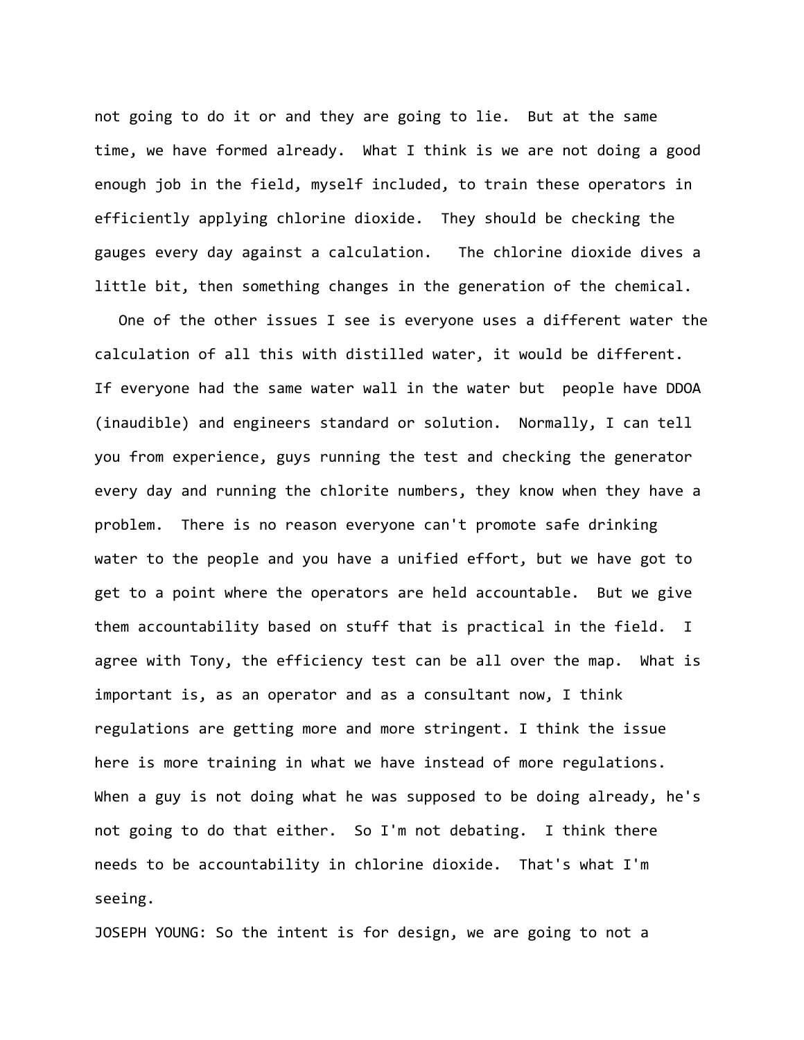not going to do it or and they are going to lie. But at the same time, we have formed already. What I think is we are not doing a good enough job in the field, myself included, to train these operators in efficiently applying chlorine dioxide. They should be checking the gauges every day against a calculation. The chlorine dioxide dives a little bit, then something changes in the generation of the chemical.

One of the other issues I see is everyone uses a different water the calculation of all this with distilled water, it would be different. If everyone had the same water wall in the water but people have DDOA (inaudible) and engineers standard or solution. Normally, I can tell you from experience, guys running the test and checking the generator every day and running the chlorite numbers, they know when they have a problem. There is no reason everyone can't promote safe drinking water to the people and you have a unified effort, but we have got to get to a point where the operators are held accountable. But we give them accountability based on stuff that is practical in the field. I agree with Tony, the efficiency test can be all over the map. What is important is, as an operator and as a consultant now, I think regulations are getting more and more stringent. I think the issue here is more training in what we have instead of more regulations. When a guy is not doing what he was supposed to be doing already, he's not going to do that either. So I'm not debating. I think there needs to be accountability in chlorine dioxide. That's what I'm seeing.

JOSEPH YOUNG: So the intent is for design, we are going to not a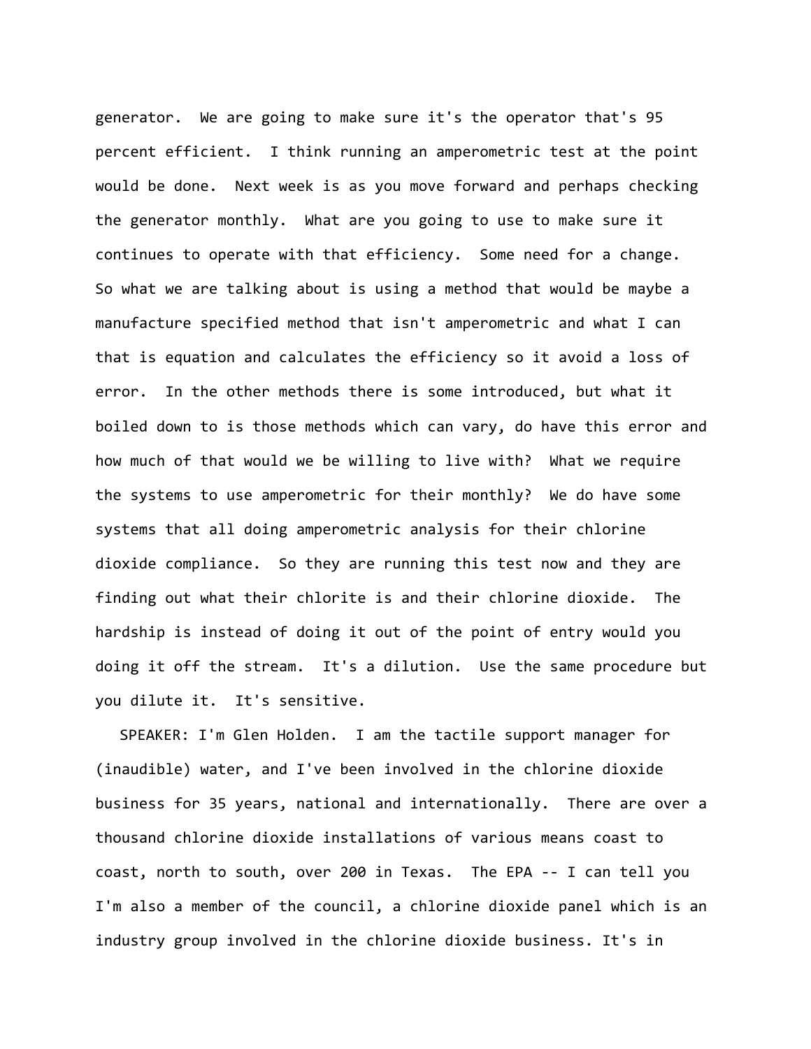generator. We are going to make sure it's the operator that's 95 percent efficient. I think running an amperometric test at the point would be done. Next week is as you move forward and perhaps checking the generator monthly. What are you going to use to make sure it continues to operate with that efficiency. Some need for a change. So what we are talking about is using a method that would be maybe a manufacture specified method that isn't amperometric and what I can that is equation and calculates the efficiency so it avoid a loss of error. In the other methods there is some introduced, but what it boiled down to is those methods which can vary, do have this error and how much of that would we be willing to live with? What we require the systems to use amperometric for their monthly? We do have some systems that all doing amperometric analysis for their chlorine dioxide compliance. So they are running this test now and they are finding out what their chlorite is and their chlorine dioxide. The hardship is instead of doing it out of the point of entry would you doing it off the stream. It's a dilution. Use the same procedure but you dilute it. It's sensitive.

SPEAKER: I'm Glen Holden. I am the tactile support manager for (inaudible) water, and I've been involved in the chlorine dioxide business for 35 years, national and internationally. There are over a thousand chlorine dioxide installations of various means coast to coast, north to south, over 200 in Texas. The EPA -- I can tell you I'm also a member of the council, a chlorine dioxide panel which is an industry group involved in the chlorine dioxide business. It's in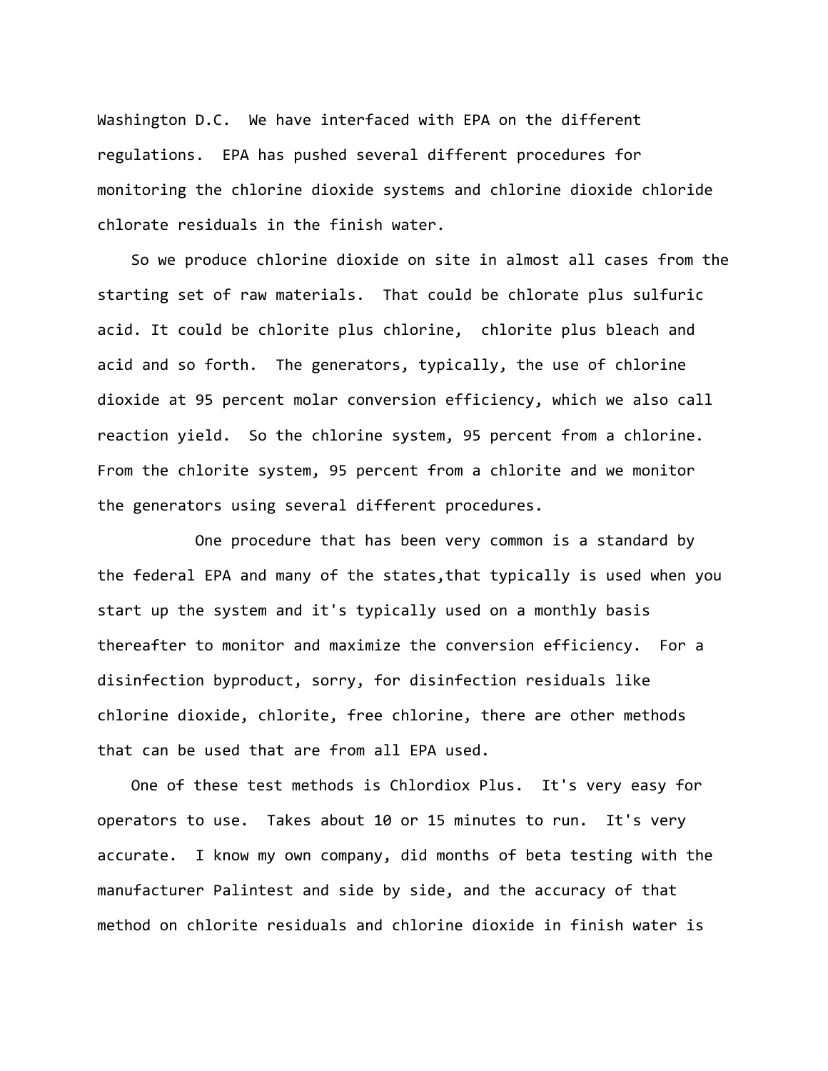Washington D.C.  We have interfaced with EPA on the different regulations.  EPA has pushed several different procedures for monitoring the chlorine dioxide systems and chlorine dioxide chloride chlorate residuals in the finish water.

So we produce chlorine dioxide on site in almost all cases from the starting set of raw materials.  That could be chlorate plus sulfuric acid. It could be chlorite plus chlorine,  chlorite plus bleach and acid and so forth.  The generators, typically, the use of chlorine dioxide at 95 percent molar conversion efficiency, which we also call reaction yield.  So the chlorine system, 95 percent from a chlorine. From the chlorite system, 95 percent from a chlorite and we monitor the generators using several different procedures.

One procedure that has been very common is a standard by the federal EPA and many of the states,that typically is used when you start up the system and it's typically used on a monthly basis thereafter to monitor and maximize the conversion efficiency.  For a disinfection byproduct, sorry, for disinfection residuals like chlorine dioxide, chlorite, free chlorine, there are other methods that can be used that are from all EPA used.

One of these test methods is Chlordiox Plus.  It's very easy for operators to use.  Takes about 10 or 15 minutes to run.  It's very accurate.  I know my own company, did months of beta testing with the manufacturer Palintest and side by side, and the accuracy of that method on chlorite residuals and chlorine dioxide in finish water is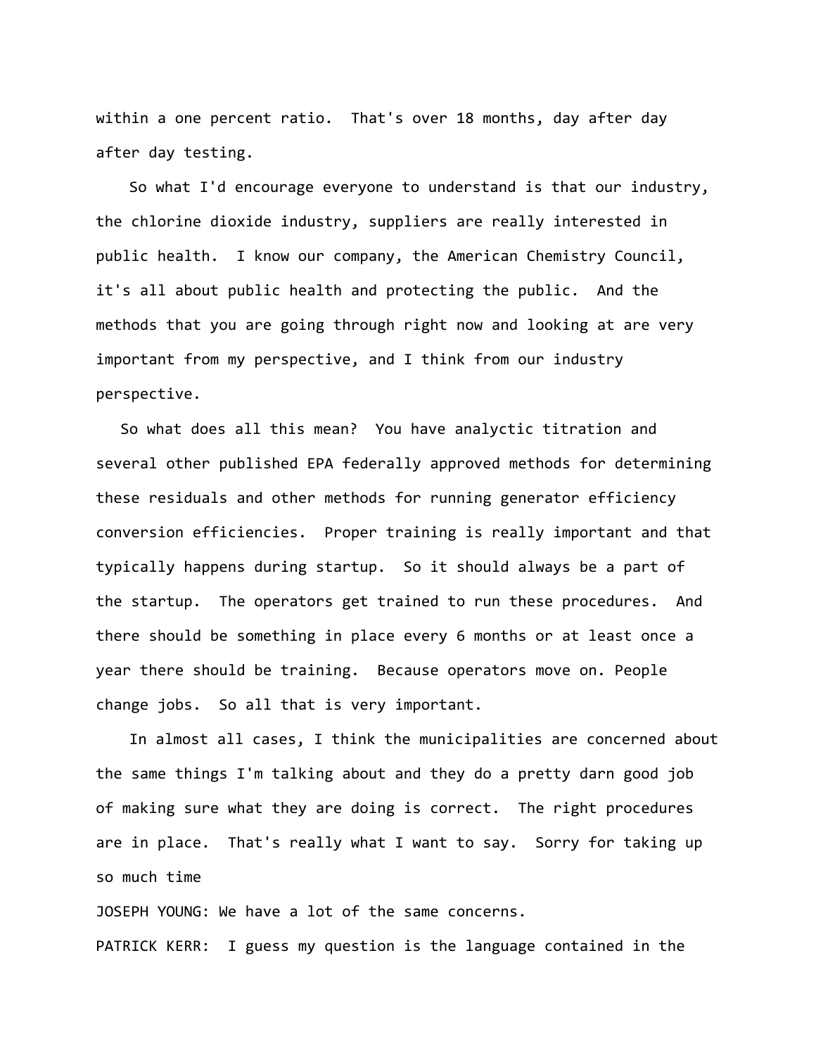within a one percent ratio. That's over 18 months, day after day after day testing.

So what I'd encourage everyone to understand is that our industry, the chlorine dioxide industry, suppliers are really interested in public health. I know our company, the American Chemistry Council, it's all about public health and protecting the public. And the methods that you are going through right now and looking at are very important from my perspective, and I think from our industry perspective.

So what does all this mean? You have analyctic titration and several other published EPA federally approved methods for determining these residuals and other methods for running generator efficiency conversion efficiencies. Proper training is really important and that typically happens during startup. So it should always be a part of the startup. The operators get trained to run these procedures. And there should be something in place every 6 months or at least once a year there should be training. Because operators move on. People change jobs. So all that is very important.

In almost all cases, I think the municipalities are concerned about the same things I'm talking about and they do a pretty darn good job of making sure what they are doing is correct. The right procedures are in place. That's really what I want to say. Sorry for taking up so much time

JOSEPH YOUNG: We have a lot of the same concerns.

PATRICK KERR: I guess my question is the language contained in the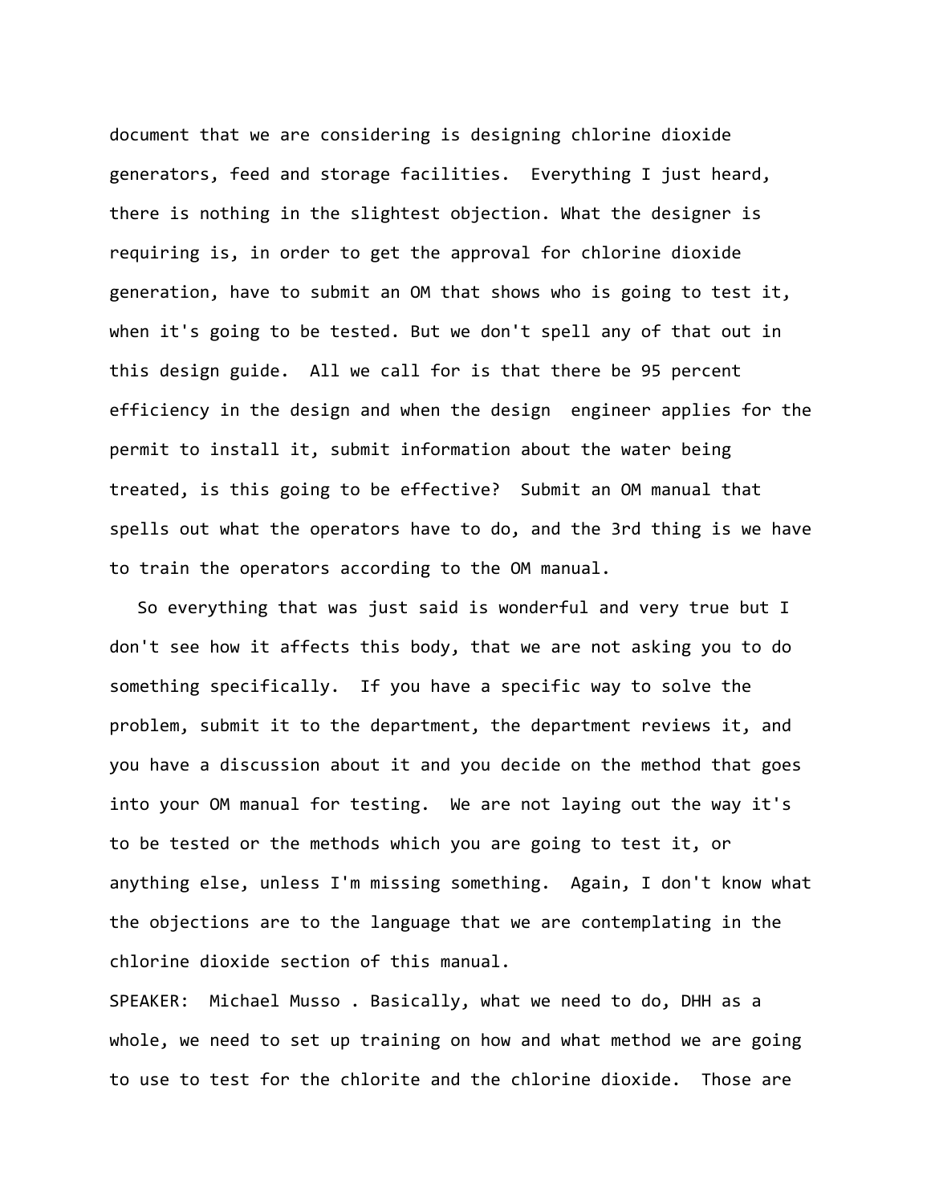document that we are considering is designing chlorine dioxide generators, feed and storage facilities. Everything I just heard, there is nothing in the slightest objection. What the designer is requiring is, in order to get the approval for chlorine dioxide generation, have to submit an OM that shows who is going to test it, when it's going to be tested. But we don't spell any of that out in this design guide. All we call for is that there be 95 percent efficiency in the design and when the design engineer applies for the permit to install it, submit information about the water being treated, is this going to be effective? Submit an OM manual that spells out what the operators have to do, and the 3rd thing is we have to train the operators according to the OM manual.

So everything that was just said is wonderful and very true but I don't see how it affects this body, that we are not asking you to do something specifically. If you have a specific way to solve the problem, submit it to the department, the department reviews it, and you have a discussion about it and you decide on the method that goes into your OM manual for testing. We are not laying out the way it's to be tested or the methods which you are going to test it, or anything else, unless I'm missing something. Again, I don't know what the objections are to the language that we are contemplating in the chlorine dioxide section of this manual.

SPEAKER: Michael Musso . Basically, what we need to do, DHH as a whole, we need to set up training on how and what method we are going to use to test for the chlorite and the chlorine dioxide. Those are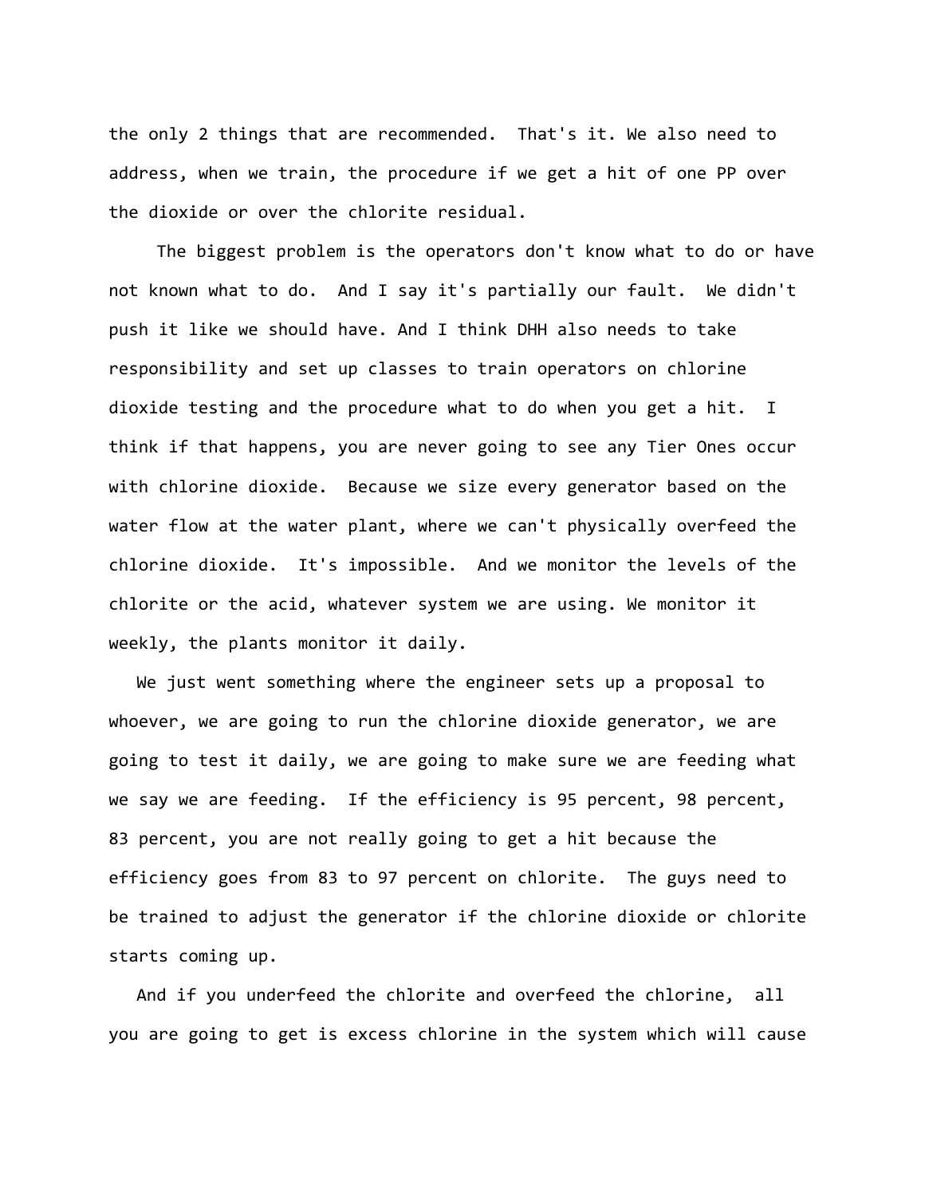the only 2 things that are recommended. That's it. We also need to address, when we train, the procedure if we get a hit of one PP over the dioxide or over the chlorite residual.

The biggest problem is the operators don't know what to do or have not known what to do. And I say it's partially our fault. We didn't push it like we should have. And I think DHH also needs to take responsibility and set up classes to train operators on chlorine dioxide testing and the procedure what to do when you get a hit. I think if that happens, you are never going to see any Tier Ones occur with chlorine dioxide. Because we size every generator based on the water flow at the water plant, where we can't physically overfeed the chlorine dioxide. It's impossible. And we monitor the levels of the chlorite or the acid, whatever system we are using. We monitor it weekly, the plants monitor it daily.

We just went something where the engineer sets up a proposal to whoever, we are going to run the chlorine dioxide generator, we are going to test it daily, we are going to make sure we are feeding what we say we are feeding. If the efficiency is 95 percent, 98 percent, 83 percent, you are not really going to get a hit because the efficiency goes from 83 to 97 percent on chlorite. The guys need to be trained to adjust the generator if the chlorine dioxide or chlorite starts coming up.

And if you underfeed the chlorite and overfeed the chlorine, all you are going to get is excess chlorine in the system which will cause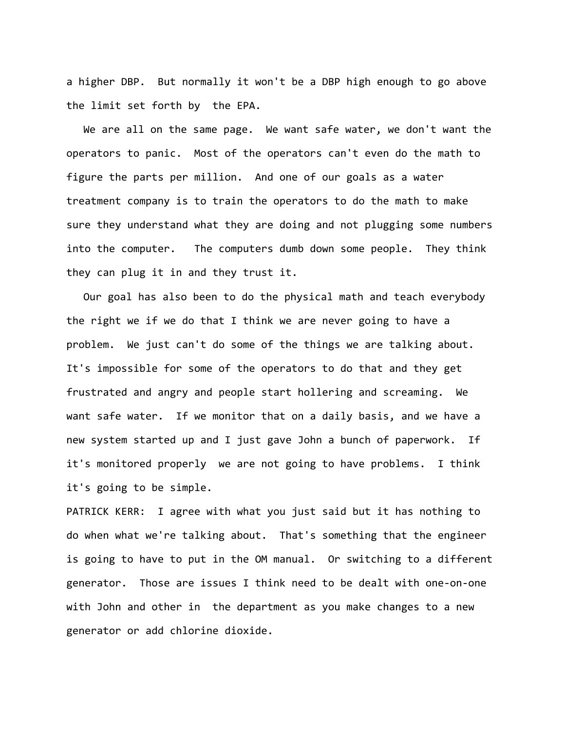a higher DBP. But normally it won't be a DBP high enough to go above the limit set forth by the EPA.

We are all on the same page. We want safe water, we don't want the operators to panic. Most of the operators can't even do the math to figure the parts per million. And one of our goals as a water treatment company is to train the operators to do the math to make sure they understand what they are doing and not plugging some numbers into the computer. The computers dumb down some people. They think they can plug it in and they trust it.

Our goal has also been to do the physical math and teach everybody the right we if we do that I think we are never going to have a problem. We just can't do some of the things we are talking about. It's impossible for some of the operators to do that and they get frustrated and angry and people start hollering and screaming. We want safe water. If we monitor that on a daily basis, and we have a new system started up and I just gave John a bunch of paperwork. If it's monitored properly we are not going to have problems. I think it's going to be simple.

PATRICK KERR: I agree with what you just said but it has nothing to do when what we're talking about. That's something that the engineer is going to have to put in the OM manual. Or switching to a different generator. Those are issues I think need to be dealt with one-on-one with John and other in the department as you make changes to a new generator or add chlorine dioxide.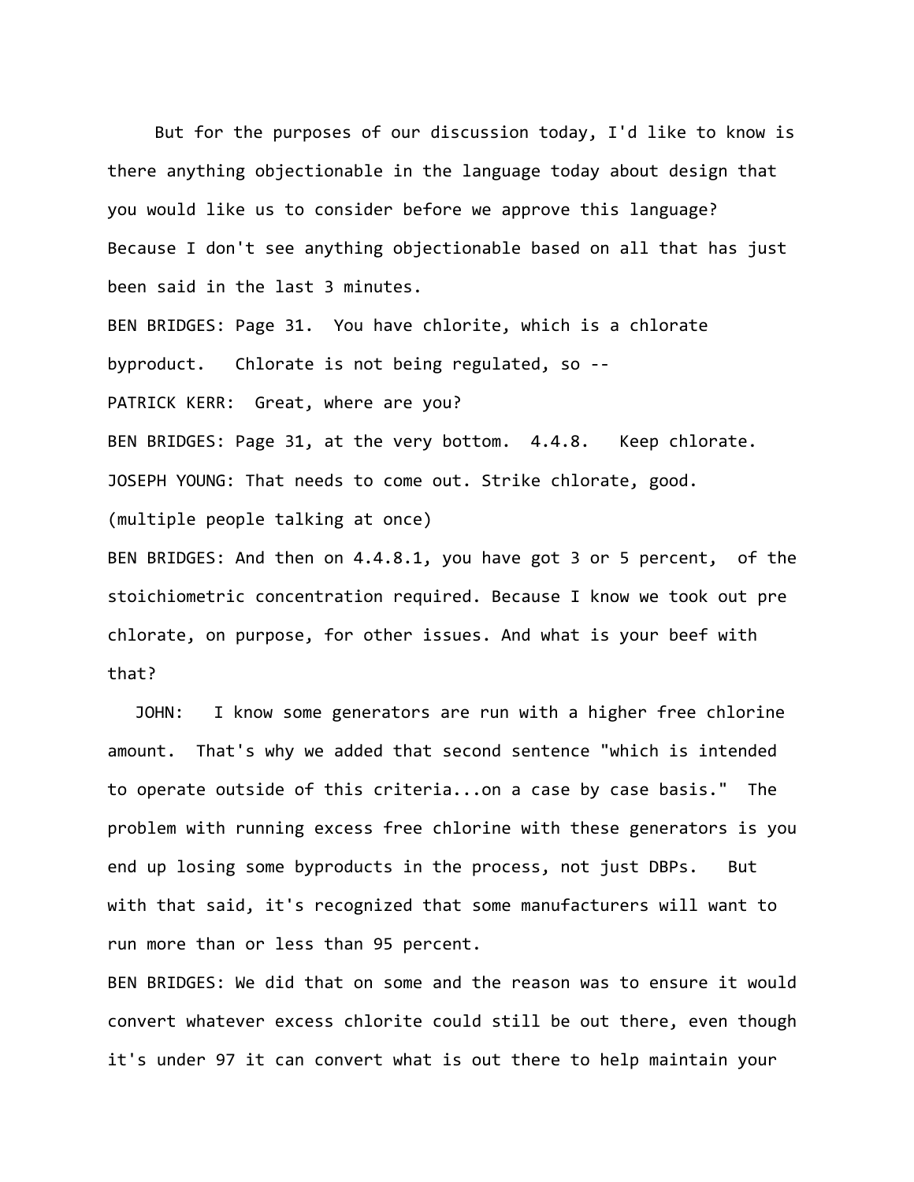But for the purposes of our discussion today, I'd like to know is there anything objectionable in the language today about design that you would like us to consider before we approve this language? Because I don't see anything objectionable based on all that has just been said in the last 3 minutes.

BEN BRIDGES: Page 31. You have chlorite, which is a chlorate byproduct. Chlorate is not being regulated, so --

PATRICK KERR: Great, where are you?

BEN BRIDGES: Page 31, at the very bottom. 4.4.8. Keep chlorate.

JOSEPH YOUNG: That needs to come out. Strike chlorate, good.

(multiple people talking at once)

BEN BRIDGES: And then on 4.4.8.1, you have got 3 or 5 percent, of the stoichiometric concentration required. Because I know we took out pre chlorate, on purpose, for other issues. And what is your beef with that?

JOHN: I know some generators are run with a higher free chlorine amount. That's why we added that second sentence "which is intended to operate outside of this criteria...on a case by case basis." The problem with running excess free chlorine with these generators is you end up losing some byproducts in the process, not just DBPs. But with that said, it's recognized that some manufacturers will want to run more than or less than 95 percent.

BEN BRIDGES: We did that on some and the reason was to ensure it would convert whatever excess chlorite could still be out there, even though it's under 97 it can convert what is out there to help maintain your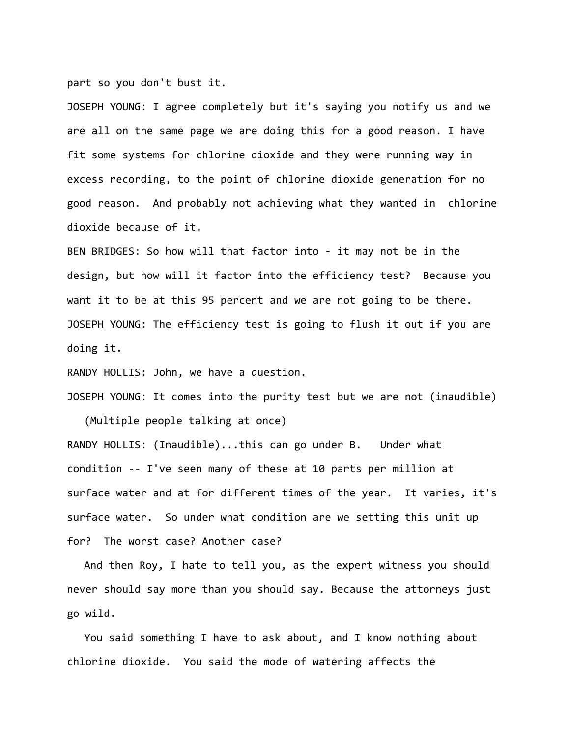part so you don't bust it.

JOSEPH YOUNG: I agree completely but it's saying you notify us and we are all on the same page we are doing this for a good reason. I have fit some systems for chlorine dioxide and they were running way in excess recording, to the point of chlorine dioxide generation for no good reason. And probably not achieving what they wanted in chlorine dioxide because of it.

BEN BRIDGES: So how will that factor into - it may not be in the design, but how will it factor into the efficiency test? Because you want it to be at this 95 percent and we are not going to be there.

JOSEPH YOUNG: The efficiency test is going to flush it out if you are doing it.

RANDY HOLLIS: John, we have a question.

JOSEPH YOUNG: It comes into the purity test but we are not (inaudible)

(Multiple people talking at once)

RANDY HOLLIS: (Inaudible)...this can go under B. Under what condition -- I've seen many of these at 10 parts per million at surface water and at for different times of the year. It varies, it's surface water. So under what condition are we setting this unit up for? The worst case? Another case?

And then Roy, I hate to tell you, as the expert witness you should never should say more than you should say. Because the attorneys just go wild.

You said something I have to ask about, and I know nothing about chlorine dioxide. You said the mode of watering affects the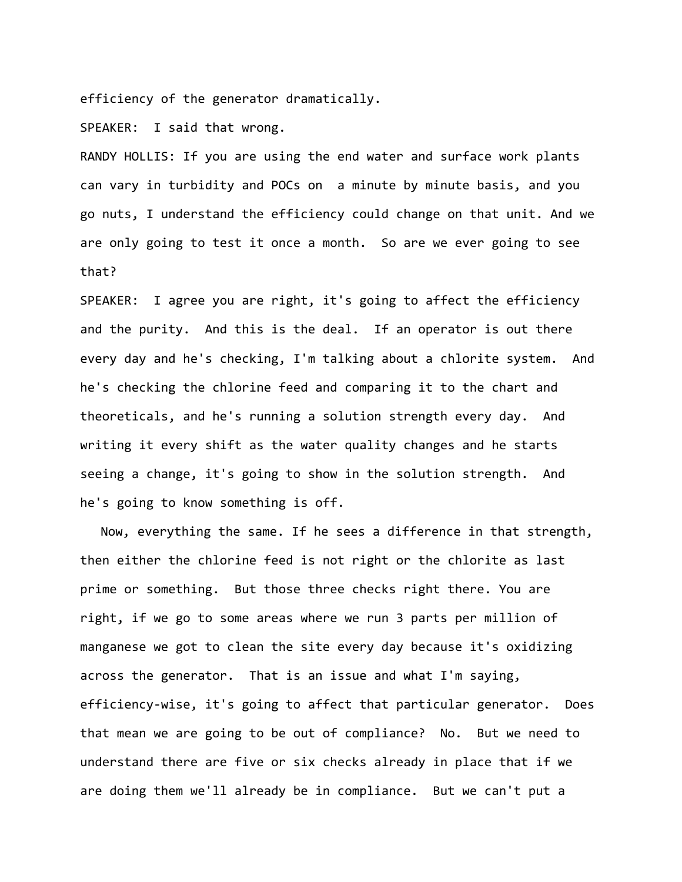efficiency of the generator dramatically.

SPEAKER:  I said that wrong.

RANDY HOLLIS: If you are using the end water and surface work plants can vary in turbidity and POCs on  a minute by minute basis, and you go nuts, I understand the efficiency could change on that unit. And we are only going to test it once a month.  So are we ever going to see that?

SPEAKER:  I agree you are right, it's going to affect the efficiency and the purity.  And this is the deal.  If an operator is out there every day and he's checking, I'm talking about a chlorite system.  And he's checking the chlorine feed and comparing it to the chart and theoreticals, and he's running a solution strength every day.  And writing it every shift as the water quality changes and he starts seeing a change, it's going to show in the solution strength.  And he's going to know something is off.

Now, everything the same. If he sees a difference in that strength, then either the chlorine feed is not right or the chlorite as last prime or something.  But those three checks right there. You are right, if we go to some areas where we run 3 parts per million of manganese we got to clean the site every day because it's oxidizing across the generator.  That is an issue and what I'm saying, efficiency-wise, it's going to affect that particular generator.  Does that mean we are going to be out of compliance?  No.  But we need to understand there are five or six checks already in place that if we are doing them we'll already be in compliance.  But we can't put a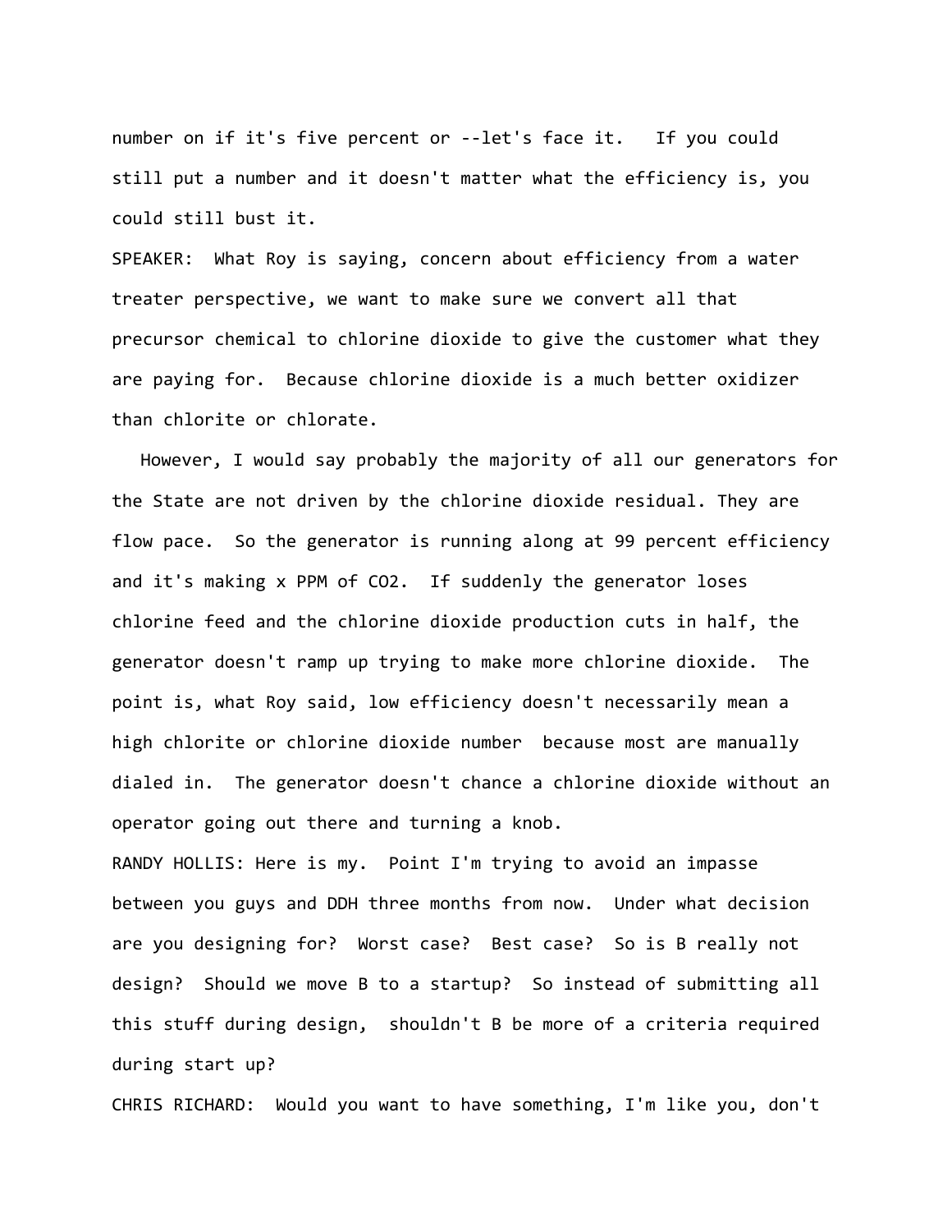number on if it's five percent or --let's face it. If you could still put a number and it doesn't matter what the efficiency is, you could still bust it.

SPEAKER: What Roy is saying, concern about efficiency from a water treater perspective, we want to make sure we convert all that precursor chemical to chlorine dioxide to give the customer what they are paying for. Because chlorine dioxide is a much better oxidizer than chlorite or chlorate.

However, I would say probably the majority of all our generators for the State are not driven by the chlorine dioxide residual. They are flow pace. So the generator is running along at 99 percent efficiency and it's making x PPM of $CO_2$. If suddenly the generator loses chlorine feed and the chlorine dioxide production cuts in half, the generator doesn't ramp up trying to make more chlorine dioxide. The point is, what Roy said, low efficiency doesn't necessarily mean a high chlorite or chlorine dioxide number because most are manually dialed in. The generator doesn't chance a chlorine dioxide without an operator going out there and turning a knob.

RANDY HOLLIS: Here is my. Point I'm trying to avoid an impasse between you guys and DDH three months from now. Under what decision are you designing for? Worst case? Best case? So is B really not design? Should we move B to a startup? So instead of submitting all this stuff during design, shouldn't B be more of a criteria required during start up?

CHRIS RICHARD: Would you want to have something, I'm like you, don't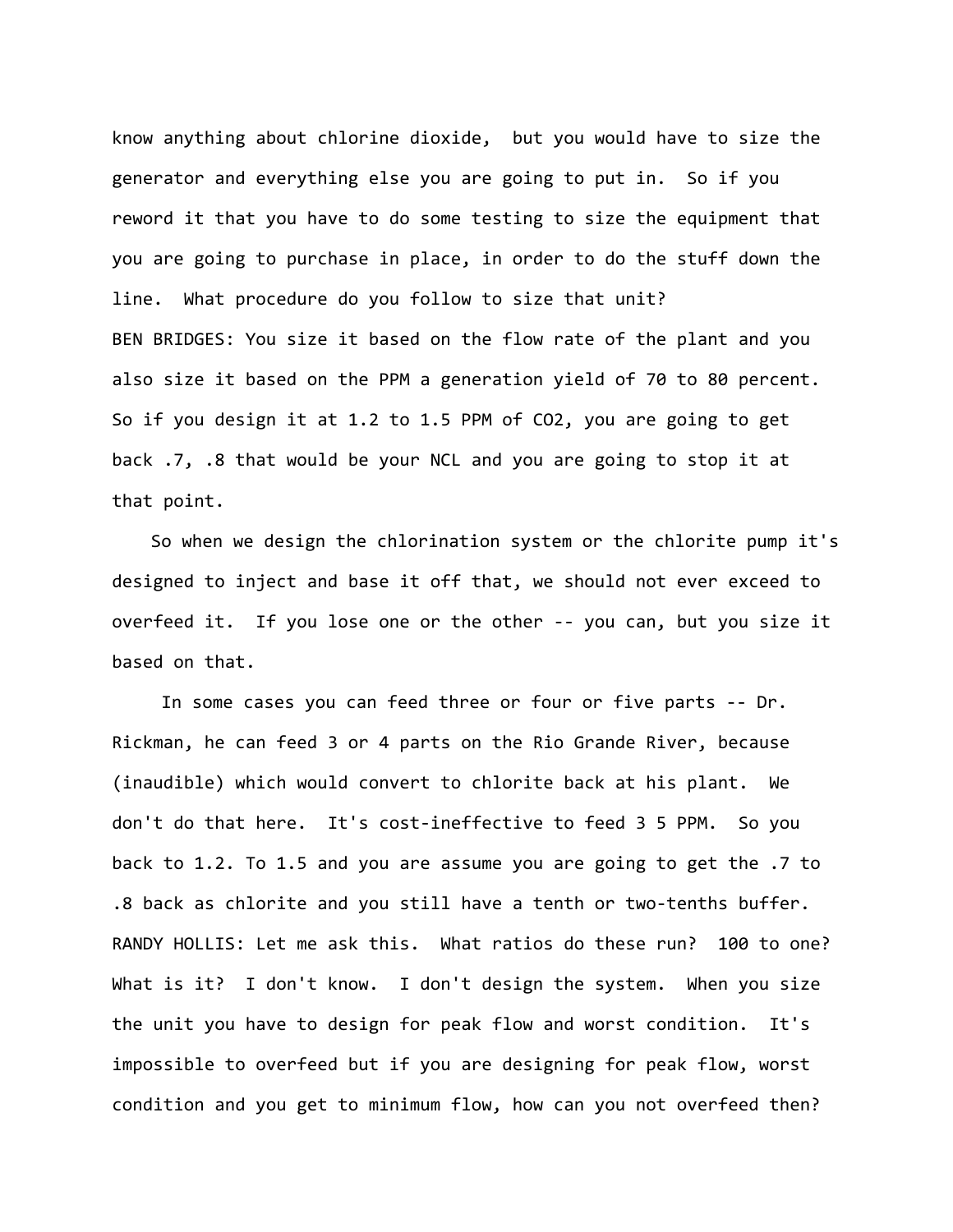know anything about chlorine dioxide, but you would have to size the generator and everything else you are going to put in. So if you reword it that you have to do some testing to size the equipment that you are going to purchase in place, in order to do the stuff down the line. What procedure do you follow to size that unit?

BEN BRIDGES: You size it based on the flow rate of the plant and you also size it based on the PPM a generation yield of 70 to 80 percent. So if you design it at 1.2 to 1.5 PPM of $CO_2$, you are going to get back .7, .8 that would be your NCL and you are going to stop it at that point.

So when we design the chlorination system or the chlorite pump it's designed to inject and base it off that, we should not ever exceed to overfeed it. If you lose one or the other -- you can, but you size it based on that.

In some cases you can feed three or four or five parts -- Dr. Rickman, he can feed 3 or 4 parts on the Rio Grande River, because (inaudible) which would convert to chlorite back at his plant. We don't do that here. It's cost-ineffective to feed 3 5 PPM. So you back to 1.2. To 1.5 and you are assume you are going to get the .7 to .8 back as chlorite and you still have a tenth or two-tenths buffer.

RANDY HOLLIS: Let me ask this. What ratios do these run? 100 to one? What is it? I don't know. I don't design the system. When you size the unit you have to design for peak flow and worst condition. It's impossible to overfeed but if you are designing for peak flow, worst condition and you get to minimum flow, how can you not overfeed then?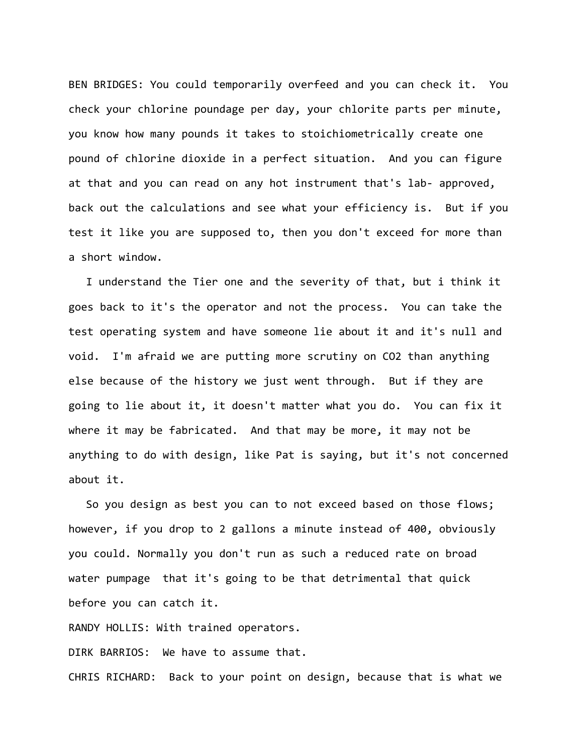BEN BRIDGES: You could temporarily overfeed and you can check it. You check your chlorine poundage per day, your chlorite parts per minute, you know how many pounds it takes to stoichiometrically create one pound of chlorine dioxide in a perfect situation. And you can figure at that and you can read on any hot instrument that's lab- approved, back out the calculations and see what your efficiency is. But if you test it like you are supposed to, then you don't exceed for more than a short window.

I understand the Tier one and the severity of that, but i think it goes back to it's the operator and not the process. You can take the test operating system and have someone lie about it and it's null and void. I'm afraid we are putting more scrutiny on $CO2$ than anything else because of the history we just went through. But if they are going to lie about it, it doesn't matter what you do. You can fix it where it may be fabricated. And that may be more, it may not be anything to do with design, like Pat is saying, but it's not concerned about it.

So you design as best you can to not exceed based on those flows; however, if you drop to 2 gallons a minute instead of 400, obviously you could. Normally you don't run as such a reduced rate on broad water pumpage that it's going to be that detrimental that quick before you can catch it.

RANDY HOLLIS: With trained operators.

DIRK BARRIOS: We have to assume that.

CHRIS RICHARD: Back to your point on design, because that is what we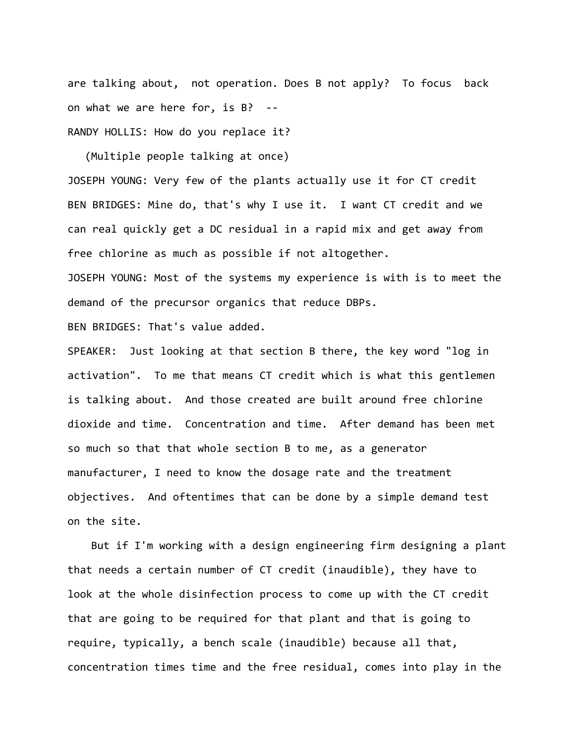are talking about, not operation. Does B not apply? To focus back on what we are here for, is B? --

RANDY HOLLIS: How do you replace it?

(Multiple people talking at once)

JOSEPH YOUNG: Very few of the plants actually use it for CT credit

BEN BRIDGES: Mine do, that's why I use it. I want CT credit and we can real quickly get a DC residual in a rapid mix and get away from free chlorine as much as possible if not altogether.

JOSEPH YOUNG: Most of the systems my experience is with is to meet the demand of the precursor organics that reduce DBPs.

BEN BRIDGES: That's value added.

SPEAKER: Just looking at that section B there, the key word "log in activation". To me that means CT credit which is what this gentlemen is talking about. And those created are built around free chlorine dioxide and time. Concentration and time. After demand has been met so much so that that whole section B to me, as a generator manufacturer, I need to know the dosage rate and the treatment objectives. And oftentimes that can be done by a simple demand test on the site.

But if I'm working with a design engineering firm designing a plant that needs a certain number of CT credit (inaudible), they have to look at the whole disinfection process to come up with the CT credit that are going to be required for that plant and that is going to require, typically, a bench scale (inaudible) because all that, concentration times time and the free residual, comes into play in the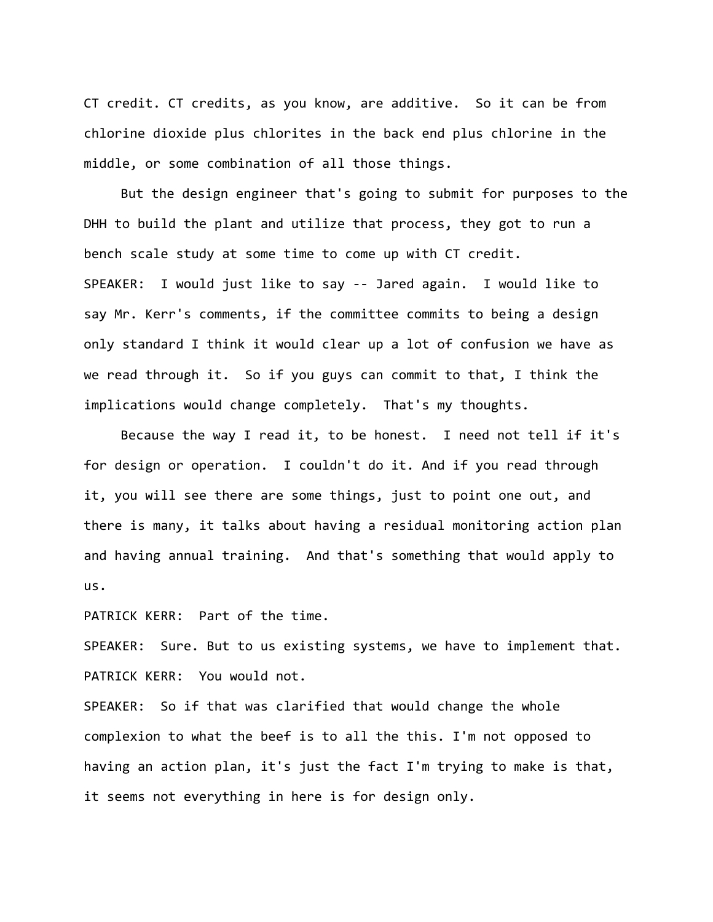CT credit. CT credits, as you know, are additive.  So it can be from chlorine dioxide plus chlorites in the back end plus chlorine in the middle, or some combination of all those things.

But the design engineer that's going to submit for purposes to the DHH to build the plant and utilize that process, they got to run a bench scale study at some time to come up with CT credit.

SPEAKER:  I would just like to say -- Jared again.  I would like to say Mr. Kerr's comments, if the committee commits to being a design only standard I think it would clear up a lot of confusion we have as we read through it.  So if you guys can commit to that, I think the implications would change completely.  That's my thoughts.

Because the way I read it, to be honest.  I need not tell if it's for design or operation.  I couldn't do it. And if you read through it, you will see there are some things, just to point one out, and there is many, it talks about having a residual monitoring action plan and having annual training.  And that's something that would apply to us.

PATRICK KERR:  Part of the time.

SPEAKER:  Sure. But to us existing systems, we have to implement that.

PATRICK KERR:  You would not.

SPEAKER:  So if that was clarified that would change the whole complexion to what the beef is to all the this. I'm not opposed to having an action plan, it's just the fact I'm trying to make is that, it seems not everything in here is for design only.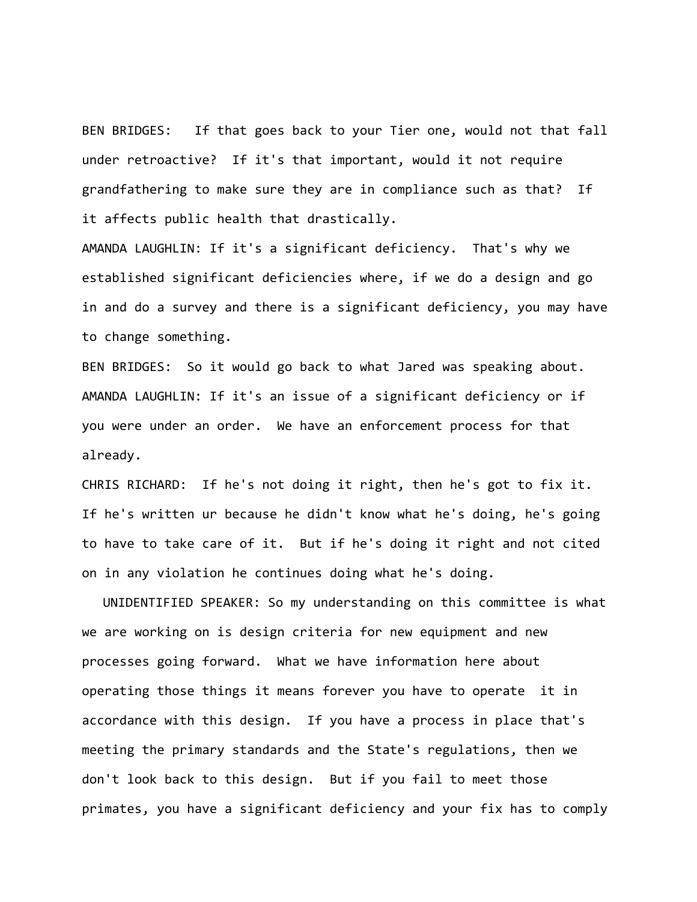BEN BRIDGES:   If that goes back to your Tier one, would not that fall under retroactive?  If it's that important, would it not require grandfathering to make sure they are in compliance such as that?  If it affects public health that drastically.

AMANDA LAUGHLIN: If it's a significant deficiency.  That's why we established significant deficiencies where, if we do a design and go in and do a survey and there is a significant deficiency, you may have to change something.

BEN BRIDGES:  So it would go back to what Jared was speaking about.

AMANDA LAUGHLIN: If it's an issue of a significant deficiency or if you were under an order.  We have an enforcement process for that already.

CHRIS RICHARD:  If he's not doing it right, then he's got to fix it.  If he's written ur because he didn't know what he's doing, he's going to have to take care of it.  But if he's doing it right and not cited on in any violation he continues doing what he's doing.

UNIDENTIFIED SPEAKER: So my understanding on this committee is what we are working on is design criteria for new equipment and new processes going forward.  What we have information here about operating those things it means forever you have to operate  it in accordance with this design.  If you have a process in place that's meeting the primary standards and the State's regulations, then we don't look back to this design.  But if you fail to meet those primates, you have a significant deficiency and your fix has to comply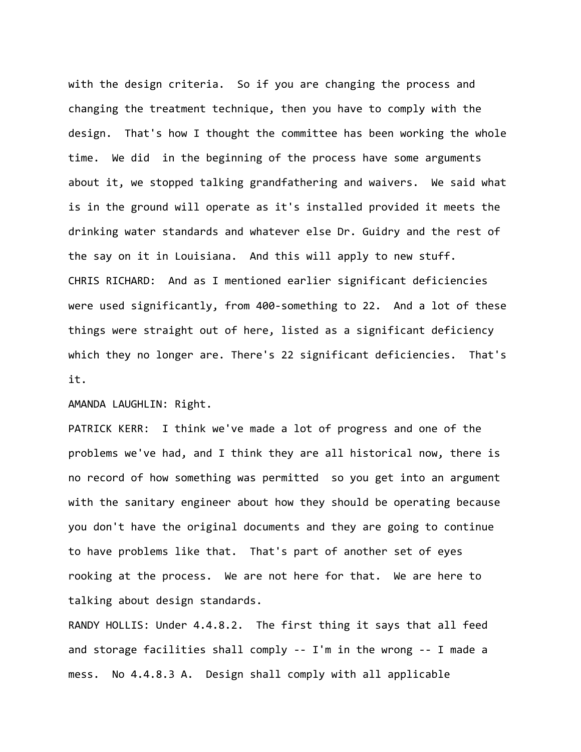with the design criteria. So if you are changing the process and changing the treatment technique, then you have to comply with the design. That's how I thought the committee has been working the whole time. We did in the beginning of the process have some arguments about it, we stopped talking grandfathering and waivers. We said what is in the ground will operate as it's installed provided it meets the drinking water standards and whatever else Dr. Guidry and the rest of the say on it in Louisiana. And this will apply to new stuff.

CHRIS RICHARD: And as I mentioned earlier significant deficiencies were used significantly, from 400-something to 22. And a lot of these things were straight out of here, listed as a significant deficiency which they no longer are. There's 22 significant deficiencies. That's it.

AMANDA LAUGHLIN: Right.

PATRICK KERR: I think we've made a lot of progress and one of the problems we've had, and I think they are all historical now, there is no record of how something was permitted so you get into an argument with the sanitary engineer about how they should be operating because you don't have the original documents and they are going to continue to have problems like that. That's part of another set of eyes rooking at the process. We are not here for that. We are here to talking about design standards.

RANDY HOLLIS: Under 4.4.8.2. The first thing it says that all feed and storage facilities shall comply -- I'm in the wrong -- I made a mess. No 4.4.8.3 A. Design shall comply with all applicable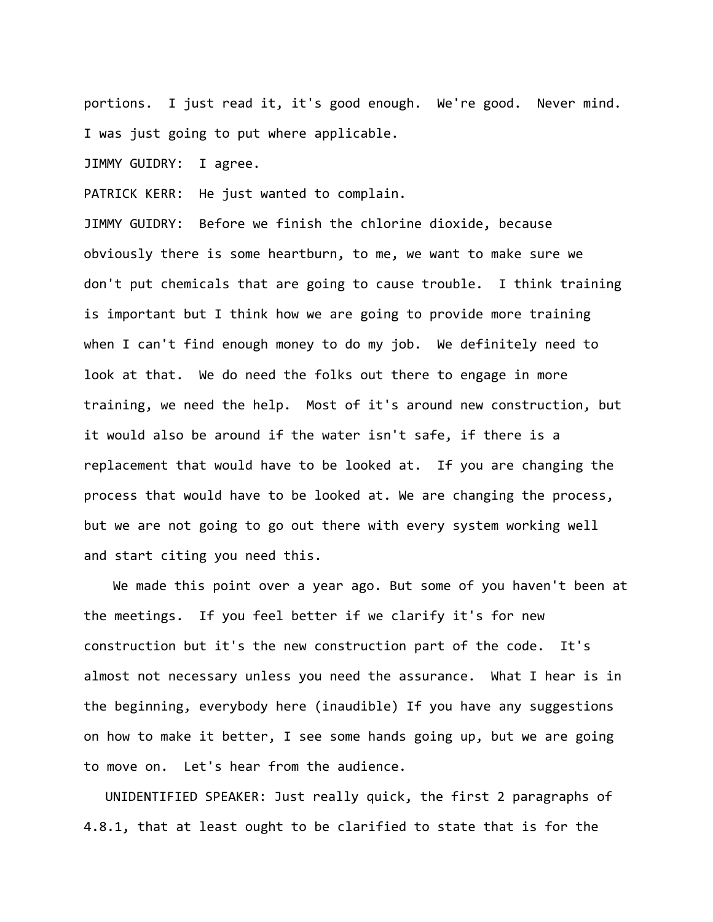portions. I just read it, it's good enough. We're good. Never mind. I was just going to put where applicable.

JIMMY GUIDRY: I agree.

PATRICK KERR: He just wanted to complain.

JIMMY GUIDRY: Before we finish the chlorine dioxide, because obviously there is some heartburn, to me, we want to make sure we don't put chemicals that are going to cause trouble. I think training is important but I think how we are going to provide more training when I can't find enough money to do my job. We definitely need to look at that. We do need the folks out there to engage in more training, we need the help. Most of it's around new construction, but it would also be around if the water isn't safe, if there is a replacement that would have to be looked at. If you are changing the process that would have to be looked at. We are changing the process, but we are not going to go out there with every system working well and start citing you need this.

We made this point over a year ago. But some of you haven't been at the meetings. If you feel better if we clarify it's for new construction but it's the new construction part of the code. It's almost not necessary unless you need the assurance. What I hear is in the beginning, everybody here (inaudible) If you have any suggestions on how to make it better, I see some hands going up, but we are going to move on. Let's hear from the audience.

UNIDENTIFIED SPEAKER: Just really quick, the first 2 paragraphs of 4.8.1, that at least ought to be clarified to state that is for the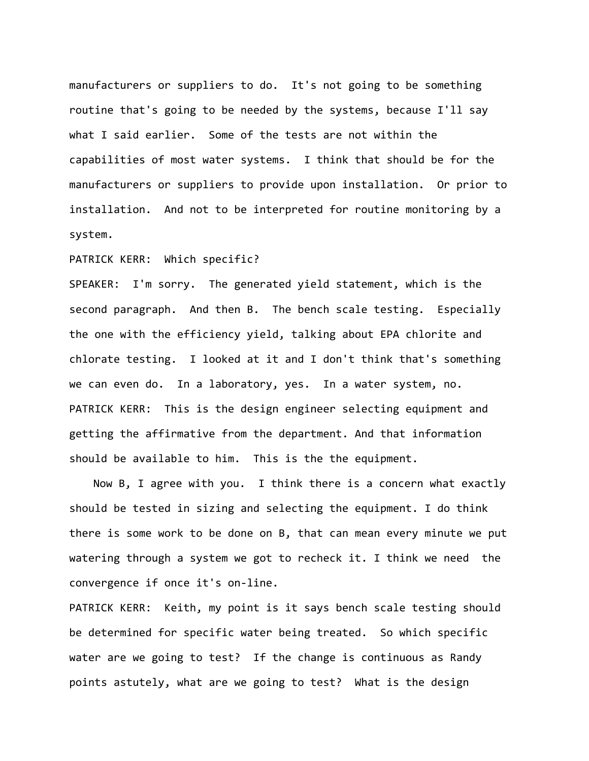manufacturers or suppliers to do. It's not going to be something routine that's going to be needed by the systems, because I'll say what I said earlier. Some of the tests are not within the capabilities of most water systems. I think that should be for the manufacturers or suppliers to provide upon installation. Or prior to installation. And not to be interpreted for routine monitoring by a system.

PATRICK KERR: Which specific?

SPEAKER: I'm sorry. The generated yield statement, which is the second paragraph. And then B. The bench scale testing. Especially the one with the efficiency yield, talking about EPA chlorite and chlorate testing. I looked at it and I don't think that's something we can even do. In a laboratory, yes. In a water system, no.

PATRICK KERR: This is the design engineer selecting equipment and getting the affirmative from the department. And that information should be available to him. This is the the equipment.

Now B, I agree with you. I think there is a concern what exactly should be tested in sizing and selecting the equipment. I do think there is some work to be done on B, that can mean every minute we put watering through a system we got to recheck it. I think we need the convergence if once it's on-line.

PATRICK KERR: Keith, my point is it says bench scale testing should be determined for specific water being treated. So which specific water are we going to test? If the change is continuous as Randy points astutely, what are we going to test? What is the design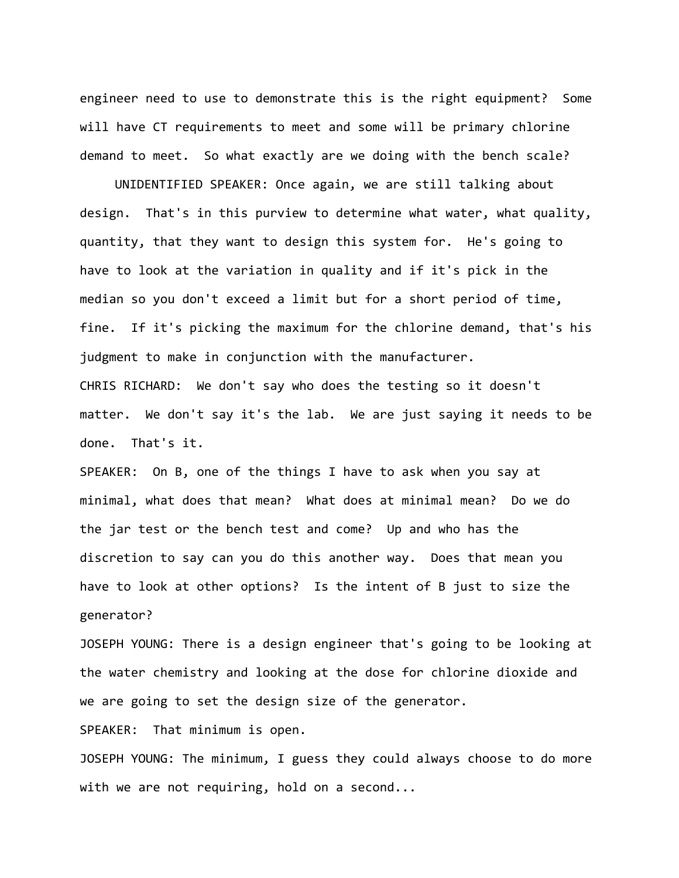engineer need to use to demonstrate this is the right equipment? Some will have CT requirements to meet and some will be primary chlorine demand to meet. So what exactly are we doing with the bench scale?

UNIDENTIFIED SPEAKER: Once again, we are still talking about design. That's in this purview to determine what water, what quality, quantity, that they want to design this system for. He's going to have to look at the variation in quality and if it's pick in the median so you don't exceed a limit but for a short period of time, fine. If it's picking the maximum for the chlorine demand, that's his judgment to make in conjunction with the manufacturer.

CHRIS RICHARD: We don't say who does the testing so it doesn't matter. We don't say it's the lab. We are just saying it needs to be done. That's it.

SPEAKER: On B, one of the things I have to ask when you say at minimal, what does that mean? What does at minimal mean? Do we do the jar test or the bench test and come? Up and who has the discretion to say can you do this another way. Does that mean you have to look at other options? Is the intent of B just to size the generator?

JOSEPH YOUNG: There is a design engineer that's going to be looking at the water chemistry and looking at the dose for chlorine dioxide and we are going to set the design size of the generator.

SPEAKER: That minimum is open.

JOSEPH YOUNG: The minimum, I guess they could always choose to do more with we are not requiring, hold on a second...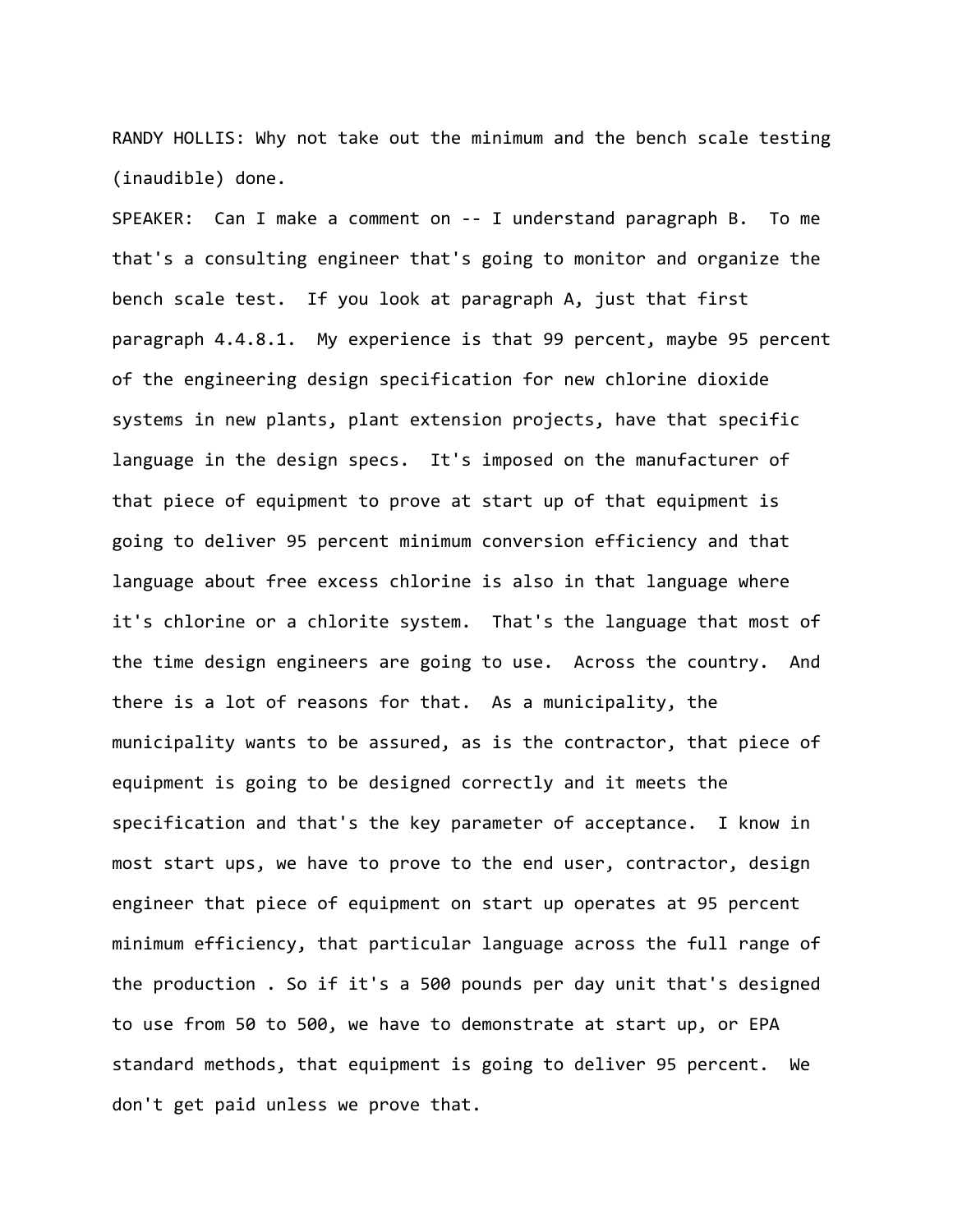RANDY HOLLIS: Why not take out the minimum and the bench scale testing (inaudible) done.

SPEAKER: Can I make a comment on -- I understand paragraph B. To me that's a consulting engineer that's going to monitor and organize the bench scale test. If you look at paragraph A, just that first paragraph 4.4.8.1. My experience is that 99 percent, maybe 95 percent of the engineering design specification for new chlorine dioxide systems in new plants, plant extension projects, have that specific language in the design specs. It's imposed on the manufacturer of that piece of equipment to prove at start up of that equipment is going to deliver 95 percent minimum conversion efficiency and that language about free excess chlorine is also in that language where it's chlorine or a chlorite system. That's the language that most of the time design engineers are going to use. Across the country. And there is a lot of reasons for that. As a municipality, the municipality wants to be assured, as is the contractor, that piece of equipment is going to be designed correctly and it meets the specification and that's the key parameter of acceptance. I know in most start ups, we have to prove to the end user, contractor, design engineer that piece of equipment on start up operates at 95 percent minimum efficiency, that particular language across the full range of the production . So if it's a 500 pounds per day unit that's designed to use from 50 to 500, we have to demonstrate at start up, or EPA standard methods, that equipment is going to deliver 95 percent. We don't get paid unless we prove that.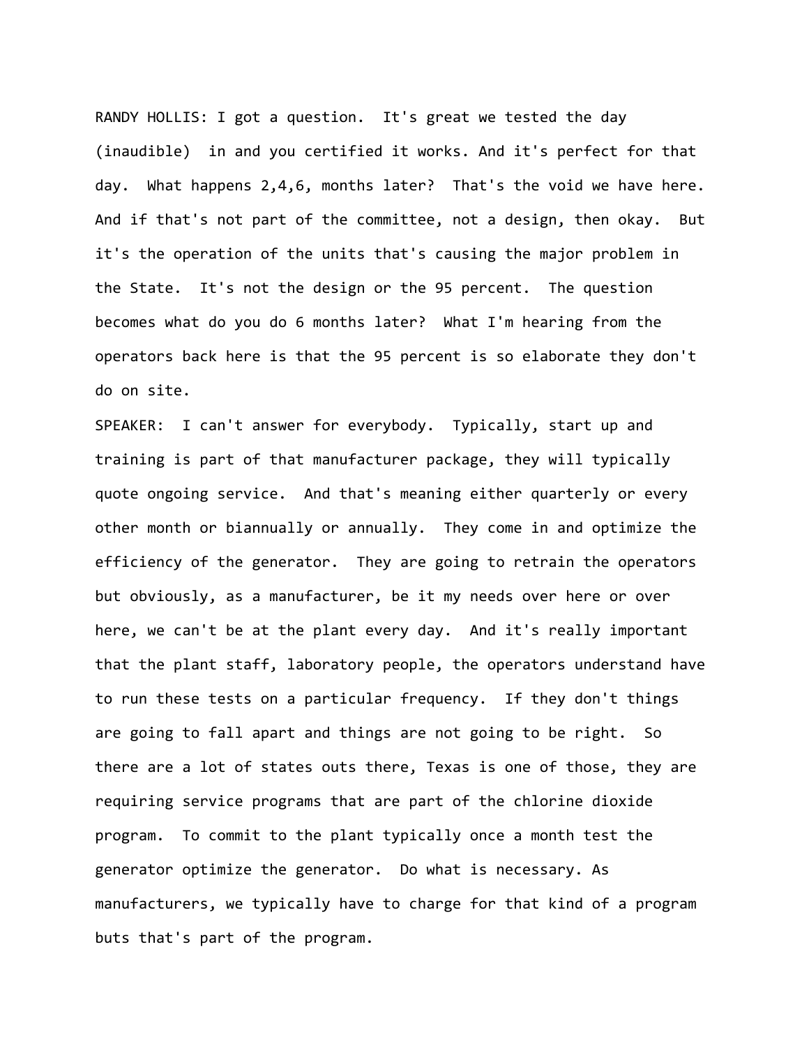RANDY HOLLIS: I got a question. It's great we tested the day (inaudible) in and you certified it works. And it's perfect for that day. What happens 2,4,6, months later? That's the void we have here. And if that's not part of the committee, not a design, then okay. But it's the operation of the units that's causing the major problem in the State. It's not the design or the 95 percent. The question becomes what do you do 6 months later? What I'm hearing from the operators back here is that the 95 percent is so elaborate they don't do on site.

SPEAKER: I can't answer for everybody. Typically, start up and training is part of that manufacturer package, they will typically quote ongoing service. And that's meaning either quarterly or every other month or biannually or annually. They come in and optimize the efficiency of the generator. They are going to retrain the operators but obviously, as a manufacturer, be it my needs over here or over here, we can't be at the plant every day. And it's really important that the plant staff, laboratory people, the operators understand have to run these tests on a particular frequency. If they don't things are going to fall apart and things are not going to be right. So there are a lot of states outs there, Texas is one of those, they are requiring service programs that are part of the chlorine dioxide program. To commit to the plant typically once a month test the generator optimize the generator. Do what is necessary. As manufacturers, we typically have to charge for that kind of a program buts that's part of the program.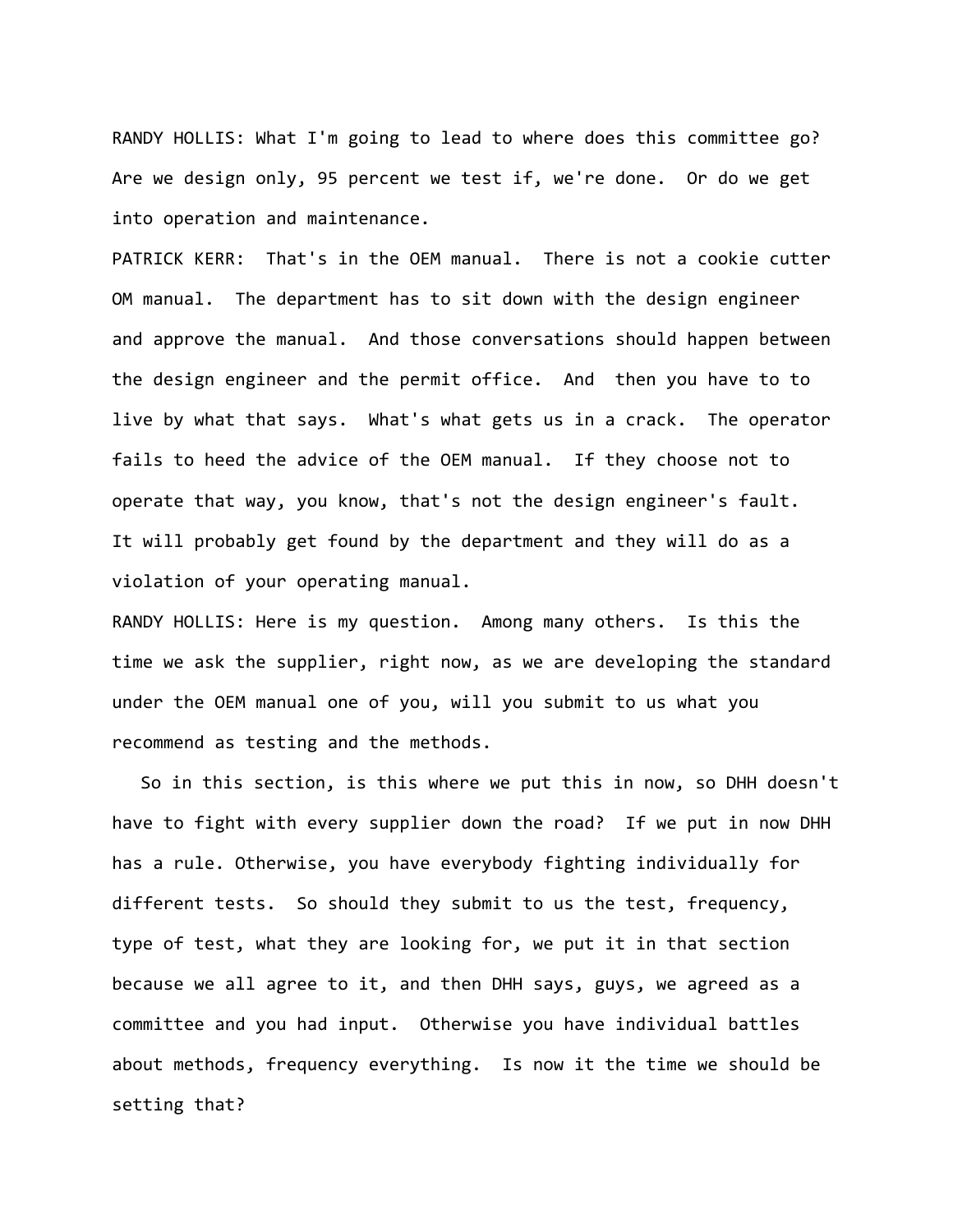RANDY HOLLIS: What I'm going to lead to where does this committee go? Are we design only, 95 percent we test if, we're done. Or do we get into operation and maintenance.

PATRICK KERR: That's in the OEM manual. There is not a cookie cutter OM manual. The department has to sit down with the design engineer and approve the manual. And those conversations should happen between the design engineer and the permit office. And then you have to to live by what that says. What's what gets us in a crack. The operator fails to heed the advice of the OEM manual. If they choose not to operate that way, you know, that's not the design engineer's fault. It will probably get found by the department and they will do as a violation of your operating manual.

RANDY HOLLIS: Here is my question. Among many others. Is this the time we ask the supplier, right now, as we are developing the standard under the OEM manual one of you, will you submit to us what you recommend as testing and the methods.

So in this section, is this where we put this in now, so DHH doesn't have to fight with every supplier down the road? If we put in now DHH has a rule. Otherwise, you have everybody fighting individually for different tests. So should they submit to us the test, frequency, type of test, what they are looking for, we put it in that section because we all agree to it, and then DHH says, guys, we agreed as a committee and you had input. Otherwise you have individual battles about methods, frequency everything. Is now it the time we should be setting that?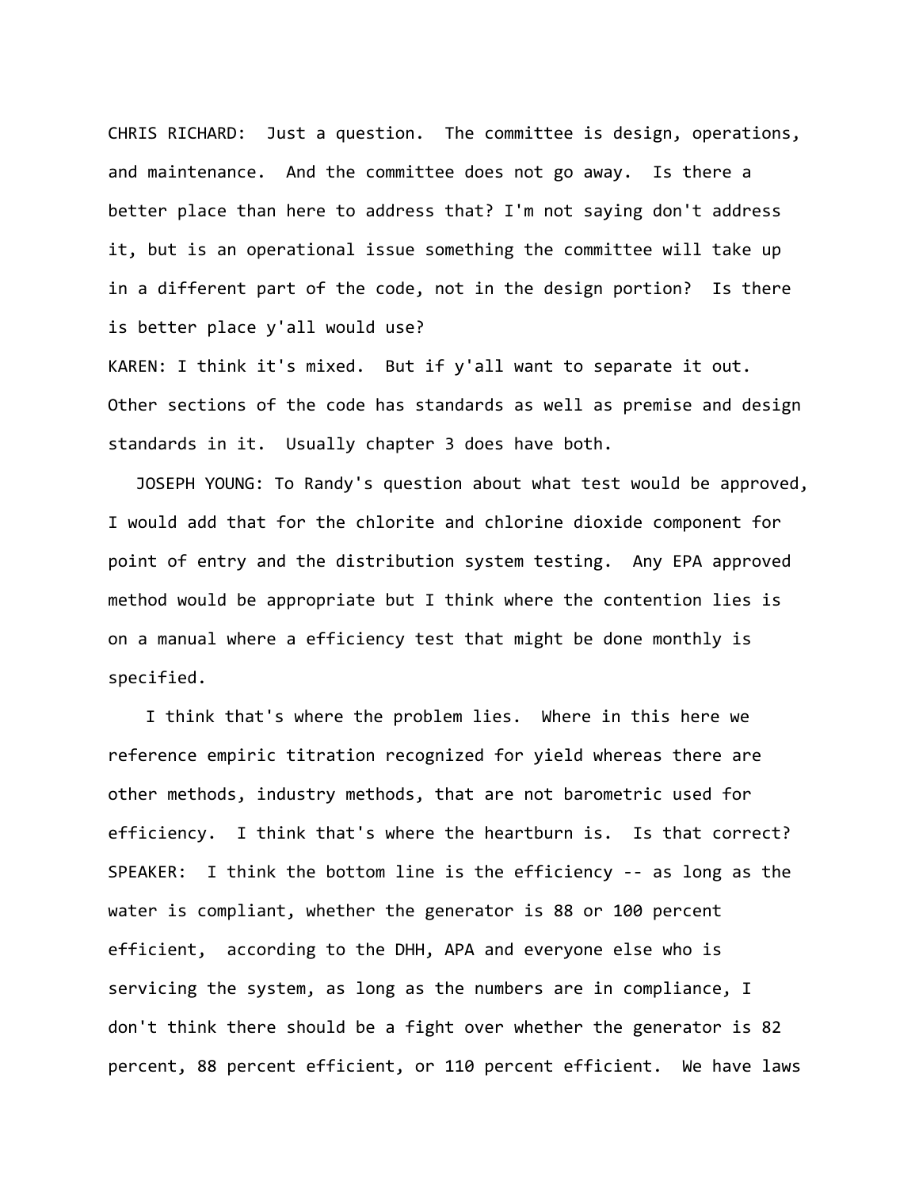CHRIS RICHARD: Just a question. The committee is design, operations, and maintenance. And the committee does not go away. Is there a better place than here to address that? I'm not saying don't address it, but is an operational issue something the committee will take up in a different part of the code, not in the design portion? Is there is better place y'all would use?

KAREN: I think it's mixed. But if y'all want to separate it out. Other sections of the code has standards as well as premise and design standards in it. Usually chapter 3 does have both.

JOSEPH YOUNG: To Randy's question about what test would be approved, I would add that for the chlorite and chlorine dioxide component for point of entry and the distribution system testing. Any EPA approved method would be appropriate but I think where the contention lies is on a manual where a efficiency test that might be done monthly is specified.

I think that's where the problem lies. Where in this here we reference empiric titration recognized for yield whereas there are other methods, industry methods, that are not barometric used for efficiency. I think that's where the heartburn is. Is that correct?

SPEAKER: I think the bottom line is the efficiency -- as long as the water is compliant, whether the generator is 88 or 100 percent efficient, according to the DHH, APA and everyone else who is servicing the system, as long as the numbers are in compliance, I don't think there should be a fight over whether the generator is 82 percent, 88 percent efficient, or 110 percent efficient. We have laws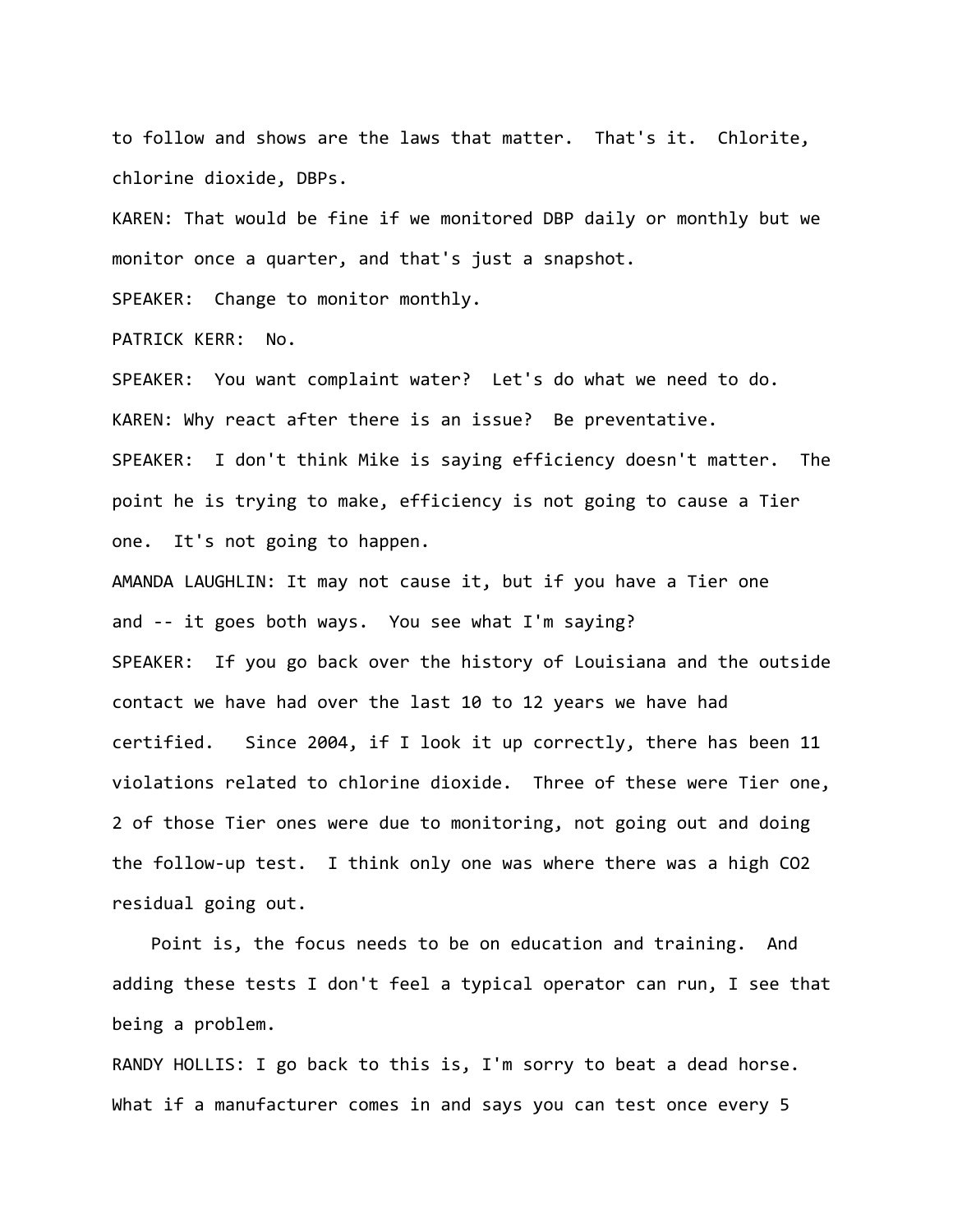to follow and shows are the laws that matter. That's it. Chlorite, chlorine dioxide, DBPs.

KAREN: That would be fine if we monitored DBP daily or monthly but we monitor once a quarter, and that's just a snapshot.

SPEAKER: Change to monitor monthly.

PATRICK KERR: No.

SPEAKER: You want complaint water? Let's do what we need to do.

KAREN: Why react after there is an issue? Be preventative.

SPEAKER: I don't think Mike is saying efficiency doesn't matter. The point he is trying to make, efficiency is not going to cause a Tier one. It's not going to happen.

AMANDA LAUGHLIN: It may not cause it, but if you have a Tier one and -- it goes both ways. You see what I'm saying?

SPEAKER: If you go back over the history of Louisiana and the outside contact we have had over the last 10 to 12 years we have had certified. Since 2004, if I look it up correctly, there has been 11 violations related to chlorine dioxide. Three of these were Tier one, 2 of those Tier ones were due to monitoring, not going out and doing the follow-up test. I think only one was where there was a high CO2 residual going out.

Point is, the focus needs to be on education and training. And adding these tests I don't feel a typical operator can run, I see that being a problem.

RANDY HOLLIS: I go back to this is, I'm sorry to beat a dead horse. What if a manufacturer comes in and says you can test once every 5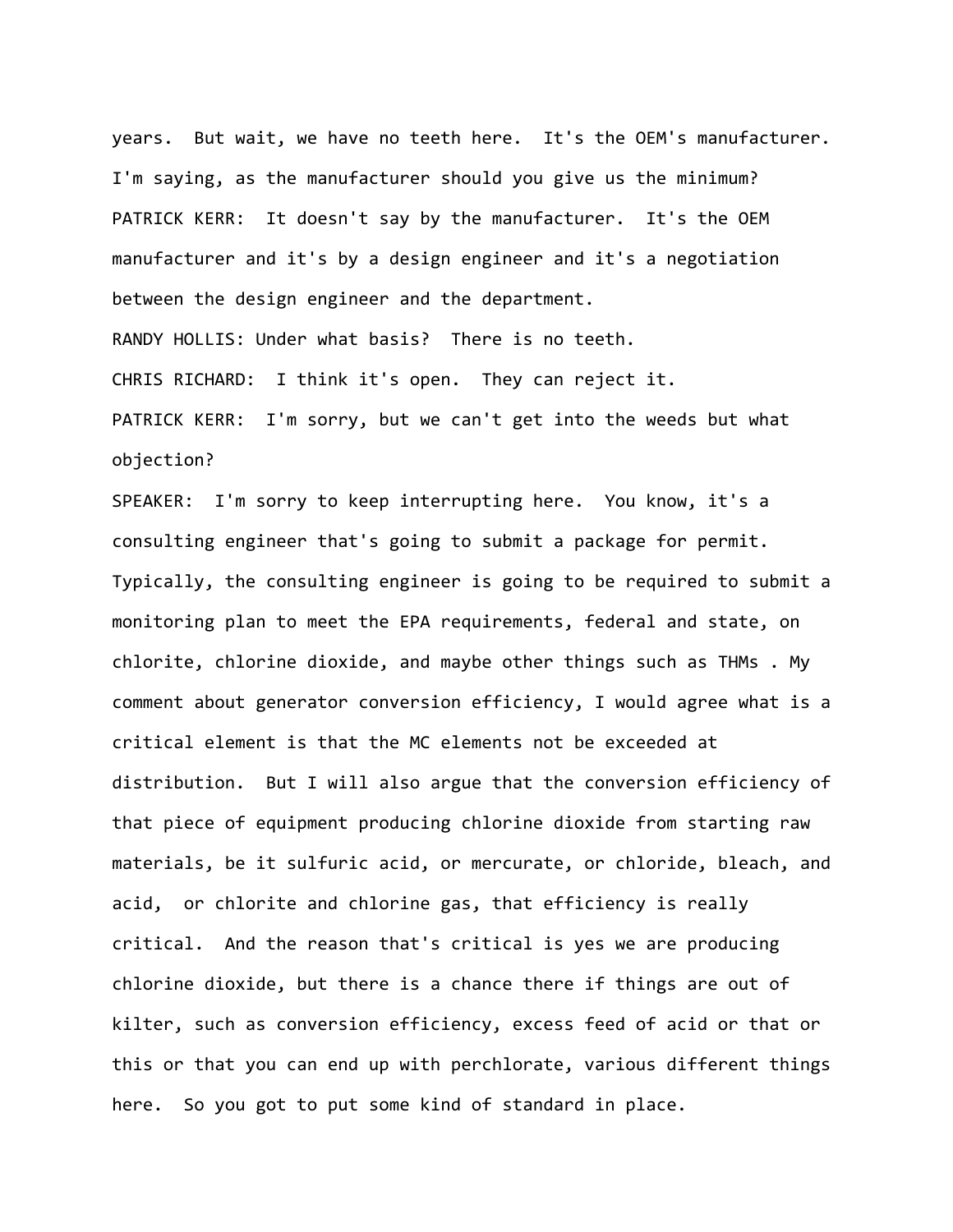years. But wait, we have no teeth here. It's the OEM's manufacturer. I'm saying, as the manufacturer should you give us the minimum?

PATRICK KERR: It doesn't say by the manufacturer. It's the OEM manufacturer and it's by a design engineer and it's a negotiation between the design engineer and the department.

RANDY HOLLIS: Under what basis? There is no teeth.

CHRIS RICHARD: I think it's open. They can reject it.

PATRICK KERR: I'm sorry, but we can't get into the weeds but what objection?

SPEAKER: I'm sorry to keep interrupting here. You know, it's a consulting engineer that's going to submit a package for permit. Typically, the consulting engineer is going to be required to submit a monitoring plan to meet the EPA requirements, federal and state, on chlorite, chlorine dioxide, and maybe other things such as THMs . My comment about generator conversion efficiency, I would agree what is a critical element is that the MC elements not be exceeded at distribution. But I will also argue that the conversion efficiency of that piece of equipment producing chlorine dioxide from starting raw materials, be it sulfuric acid, or mercurate, or chloride, bleach, and acid, or chlorite and chlorine gas, that efficiency is really critical. And the reason that's critical is yes we are producing chlorine dioxide, but there is a chance there if things are out of kilter, such as conversion efficiency, excess feed of acid or that or this or that you can end up with perchlorate, various different things here. So you got to put some kind of standard in place.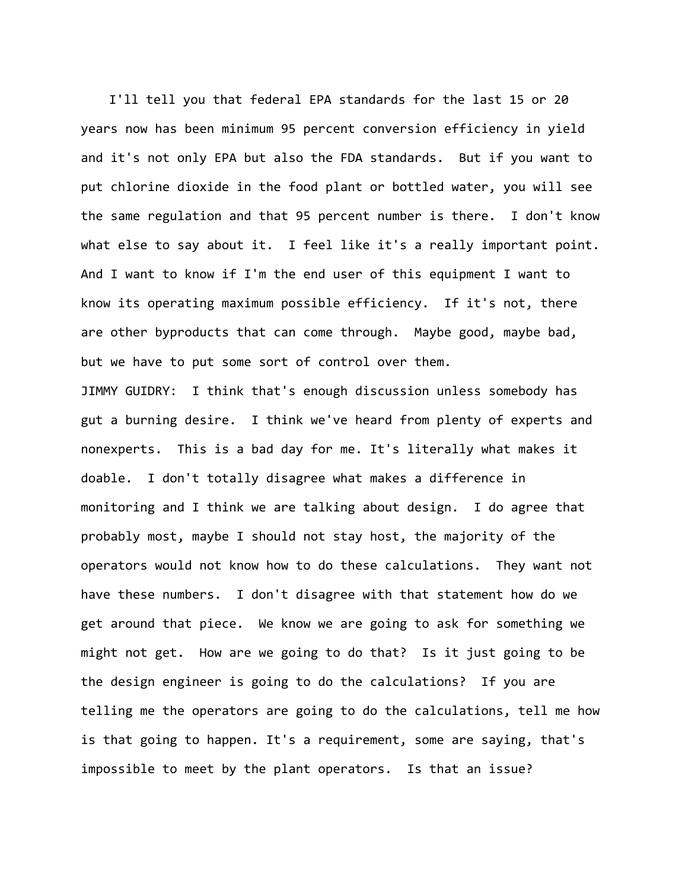I'll tell you that federal EPA standards for the last 15 or 20 years now has been minimum 95 percent conversion efficiency in yield and it's not only EPA but also the FDA standards. But if you want to put chlorine dioxide in the food plant or bottled water, you will see the same regulation and that 95 percent number is there. I don't know what else to say about it. I feel like it's a really important point. And I want to know if I'm the end user of this equipment I want to know its operating maximum possible efficiency. If it's not, there are other byproducts that can come through. Maybe good, maybe bad, but we have to put some sort of control over them.

JIMMY GUIDRY: I think that's enough discussion unless somebody has gut a burning desire. I think we've heard from plenty of experts and nonexperts. This is a bad day for me. It's literally what makes it doable. I don't totally disagree what makes a difference in monitoring and I think we are talking about design. I do agree that probably most, maybe I should not stay host, the majority of the operators would not know how to do these calculations. They want not have these numbers. I don't disagree with that statement how do we get around that piece. We know we are going to ask for something we might not get. How are we going to do that? Is it just going to be the design engineer is going to do the calculations? If you are telling me the operators are going to do the calculations, tell me how is that going to happen. It's a requirement, some are saying, that's impossible to meet by the plant operators. Is that an issue?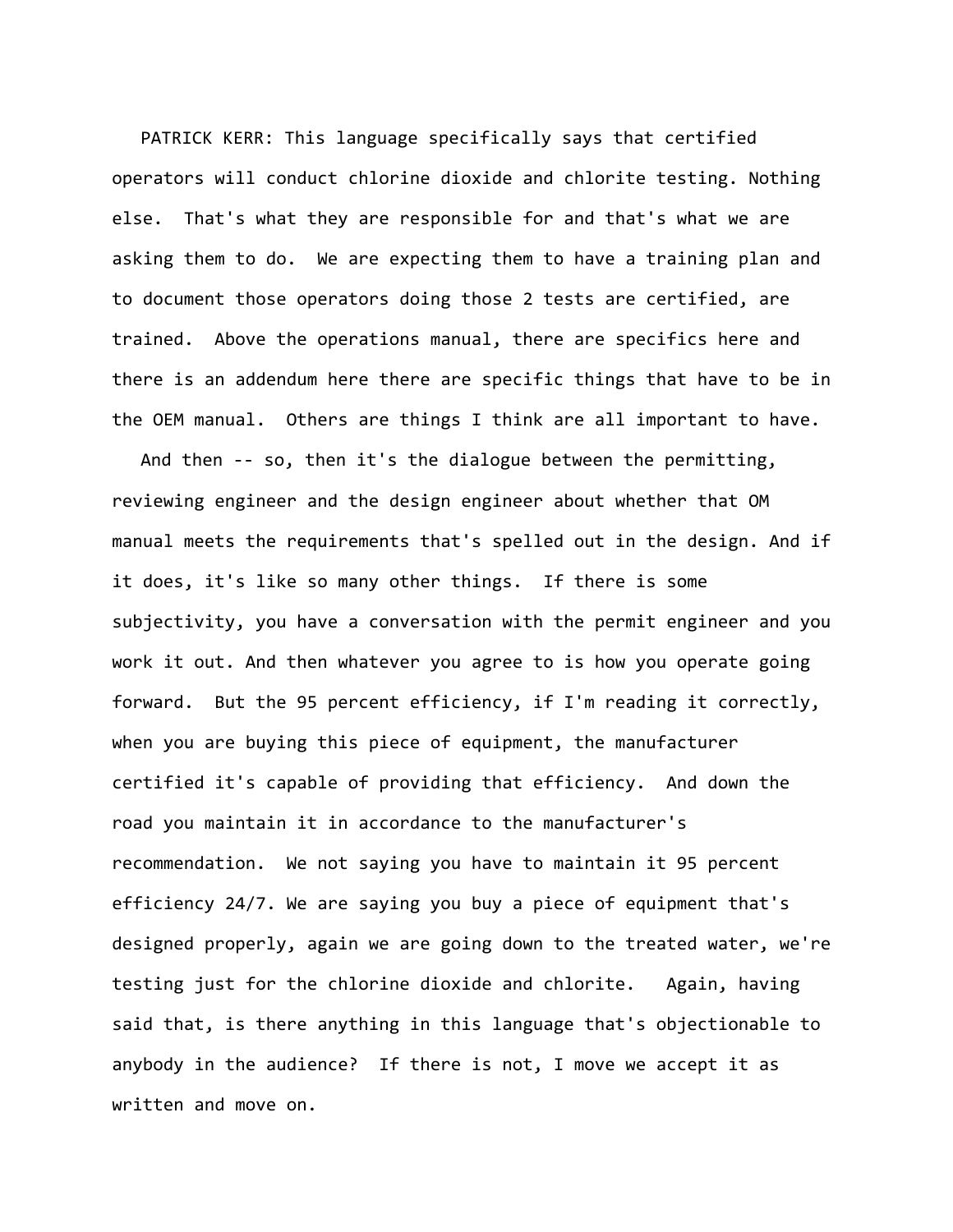PATRICK KERR: This language specifically says that certified operators will conduct chlorine dioxide and chlorite testing. Nothing else. That's what they are responsible for and that's what we are asking them to do. We are expecting them to have a training plan and to document those operators doing those 2 tests are certified, are trained. Above the operations manual, there are specifics here and there is an addendum here there are specific things that have to be in the OEM manual. Others are things I think are all important to have.

And then -- so, then it's the dialogue between the permitting, reviewing engineer and the design engineer about whether that OM manual meets the requirements that's spelled out in the design. And if it does, it's like so many other things. If there is some subjectivity, you have a conversation with the permit engineer and you work it out. And then whatever you agree to is how you operate going forward. But the 95 percent efficiency, if I'm reading it correctly, when you are buying this piece of equipment, the manufacturer certified it's capable of providing that efficiency. And down the road you maintain it in accordance to the manufacturer's recommendation. We not saying you have to maintain it 95 percent efficiency 24/7. We are saying you buy a piece of equipment that's designed properly, again we are going down to the treated water, we're testing just for the chlorine dioxide and chlorite. Again, having said that, is there anything in this language that's objectionable to anybody in the audience? If there is not, I move we accept it as written and move on.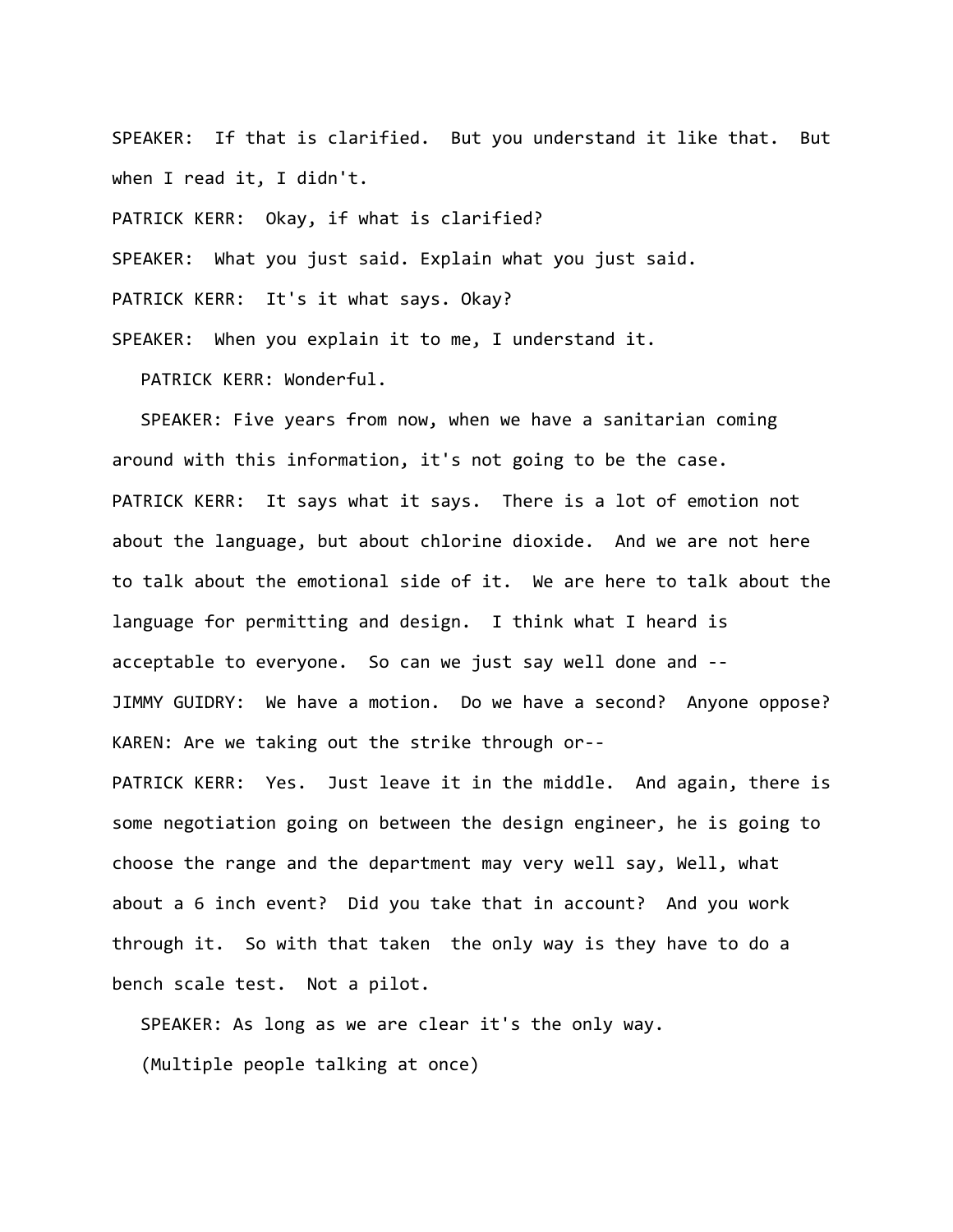SPEAKER: If that is clarified. But you understand it like that. But when I read it, I didn't.

PATRICK KERR: Okay, if what is clarified?

SPEAKER: What you just said. Explain what you just said.

PATRICK KERR: It's it what says. Okay?

SPEAKER: When you explain it to me, I understand it.

PATRICK KERR: Wonderful.

SPEAKER: Five years from now, when we have a sanitarian coming around with this information, it's not going to be the case.

PATRICK KERR: It says what it says. There is a lot of emotion not about the language, but about chlorine dioxide. And we are not here to talk about the emotional side of it. We are here to talk about the language for permitting and design. I think what I heard is acceptable to everyone. So can we just say well done and --

JIMMY GUIDRY: We have a motion. Do we have a second? Anyone oppose?

KAREN: Are we taking out the strike through or--

PATRICK KERR: Yes. Just leave it in the middle. And again, there is some negotiation going on between the design engineer, he is going to choose the range and the department may very well say, Well, what about a 6 inch event? Did you take that in account? And you work through it. So with that taken the only way is they have to do a bench scale test. Not a pilot.

SPEAKER: As long as we are clear it's the only way.

(Multiple people talking at once)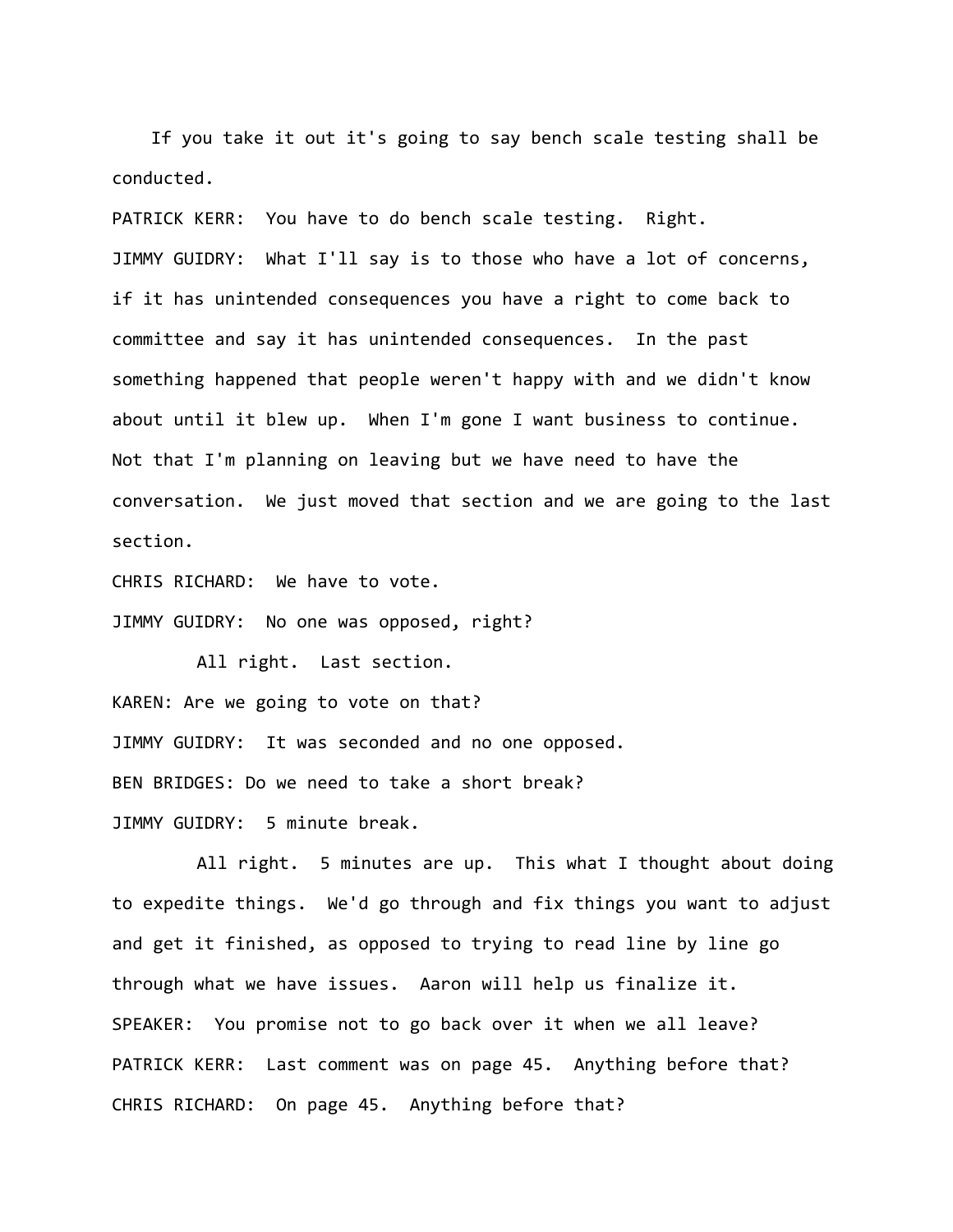If you take it out it's going to say bench scale testing shall be conducted.

PATRICK KERR: You have to do bench scale testing. Right.

JIMMY GUIDRY: What I'll say is to those who have a lot of concerns, if it has unintended consequences you have a right to come back to committee and say it has unintended consequences. In the past something happened that people weren't happy with and we didn't know about until it blew up. When I'm gone I want business to continue. Not that I'm planning on leaving but we have need to have the conversation. We just moved that section and we are going to the last section.

CHRIS RICHARD: We have to vote.

JIMMY GUIDRY: No one was opposed, right?

All right. Last section.

KAREN: Are we going to vote on that?

JIMMY GUIDRY: It was seconded and no one opposed.

BEN BRIDGES: Do we need to take a short break?

JIMMY GUIDRY: 5 minute break.

All right. 5 minutes are up. This what I thought about doing to expedite things. We'd go through and fix things you want to adjust and get it finished, as opposed to trying to read line by line go through what we have issues. Aaron will help us finalize it.

SPEAKER: You promise not to go back over it when we all leave?

PATRICK KERR: Last comment was on page 45. Anything before that?

CHRIS RICHARD: On page 45. Anything before that?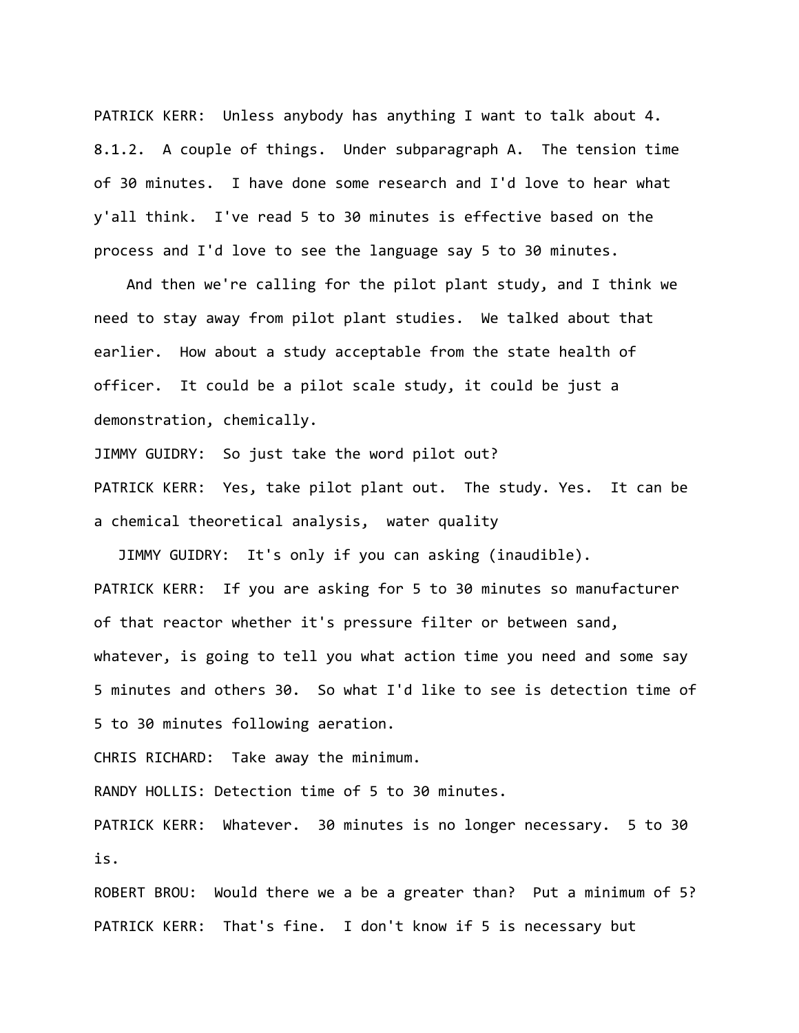PATRICK KERR: Unless anybody has anything I want to talk about 4. 8.1.2. A couple of things. Under subparagraph A. The tension time of 30 minutes. I have done some research and I'd love to hear what y'all think. I've read 5 to 30 minutes is effective based on the process and I'd love to see the language say 5 to 30 minutes.

And then we're calling for the pilot plant study, and I think we need to stay away from pilot plant studies. We talked about that earlier. How about a study acceptable from the state health of officer. It could be a pilot scale study, it could be just a demonstration, chemically.

JIMMY GUIDRY: So just take the word pilot out?

PATRICK KERR: Yes, take pilot plant out. The study. Yes. It can be a chemical theoretical analysis, water quality

JIMMY GUIDRY: It's only if you can asking (inaudible).

PATRICK KERR: If you are asking for 5 to 30 minutes so manufacturer of that reactor whether it's pressure filter or between sand, whatever, is going to tell you what action time you need and some say 5 minutes and others 30. So what I'd like to see is detection time of 5 to 30 minutes following aeration.

CHRIS RICHARD: Take away the minimum.

RANDY HOLLIS: Detection time of 5 to 30 minutes.

PATRICK KERR: Whatever. 30 minutes is no longer necessary. 5 to 30 is.

ROBERT BROU: Would there we a be a greater than? Put a minimum of 5?

PATRICK KERR: That's fine. I don't know if 5 is necessary but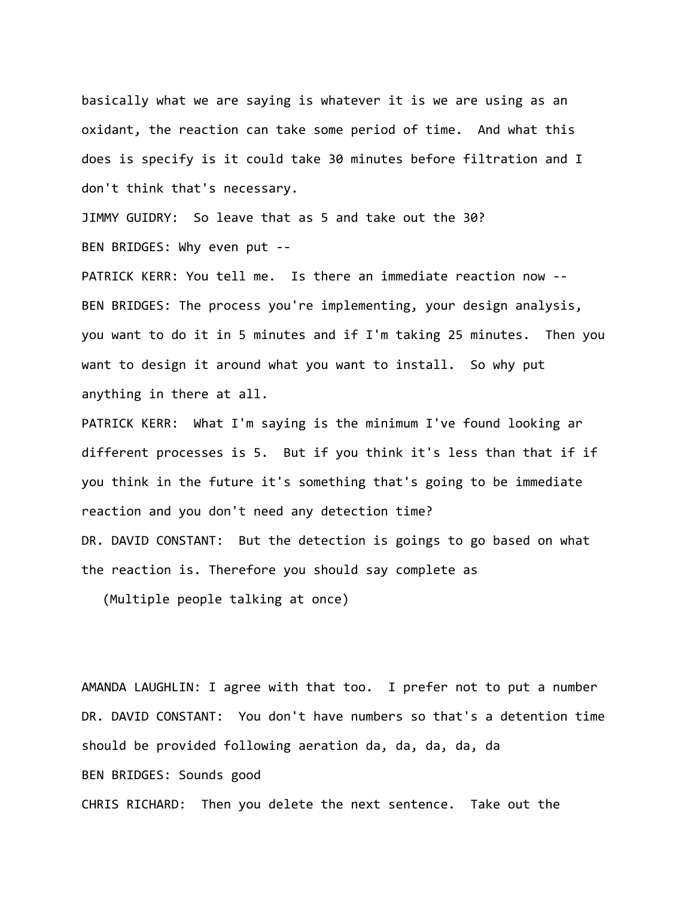basically what we are saying is whatever it is we are using as an oxidant, the reaction can take some period of time. And what this does is specify is it could take 30 minutes before filtration and I don't think that's necessary.

JIMMY GUIDRY: So leave that as 5 and take out the 30?

BEN BRIDGES: Why even put --

PATRICK KERR: You tell me. Is there an immediate reaction now --

BEN BRIDGES: The process you're implementing, your design analysis, you want to do it in 5 minutes and if I'm taking 25 minutes. Then you want to design it around what you want to install. So why put anything in there at all.

PATRICK KERR: What I'm saying is the minimum I've found looking ar different processes is 5. But if you think it's less than that if if you think in the future it's something that's going to be immediate reaction and you don't need any detection time?

DR. DAVID CONSTANT: But the detection is goings to go based on what the reaction is. Therefore you should say complete as

(Multiple people talking at once)

AMANDA LAUGHLIN: I agree with that too. I prefer not to put a number

DR. DAVID CONSTANT: You don't have numbers so that's a detention time should be provided following aeration da, da, da, da, da

BEN BRIDGES: Sounds good

CHRIS RICHARD: Then you delete the next sentence. Take out the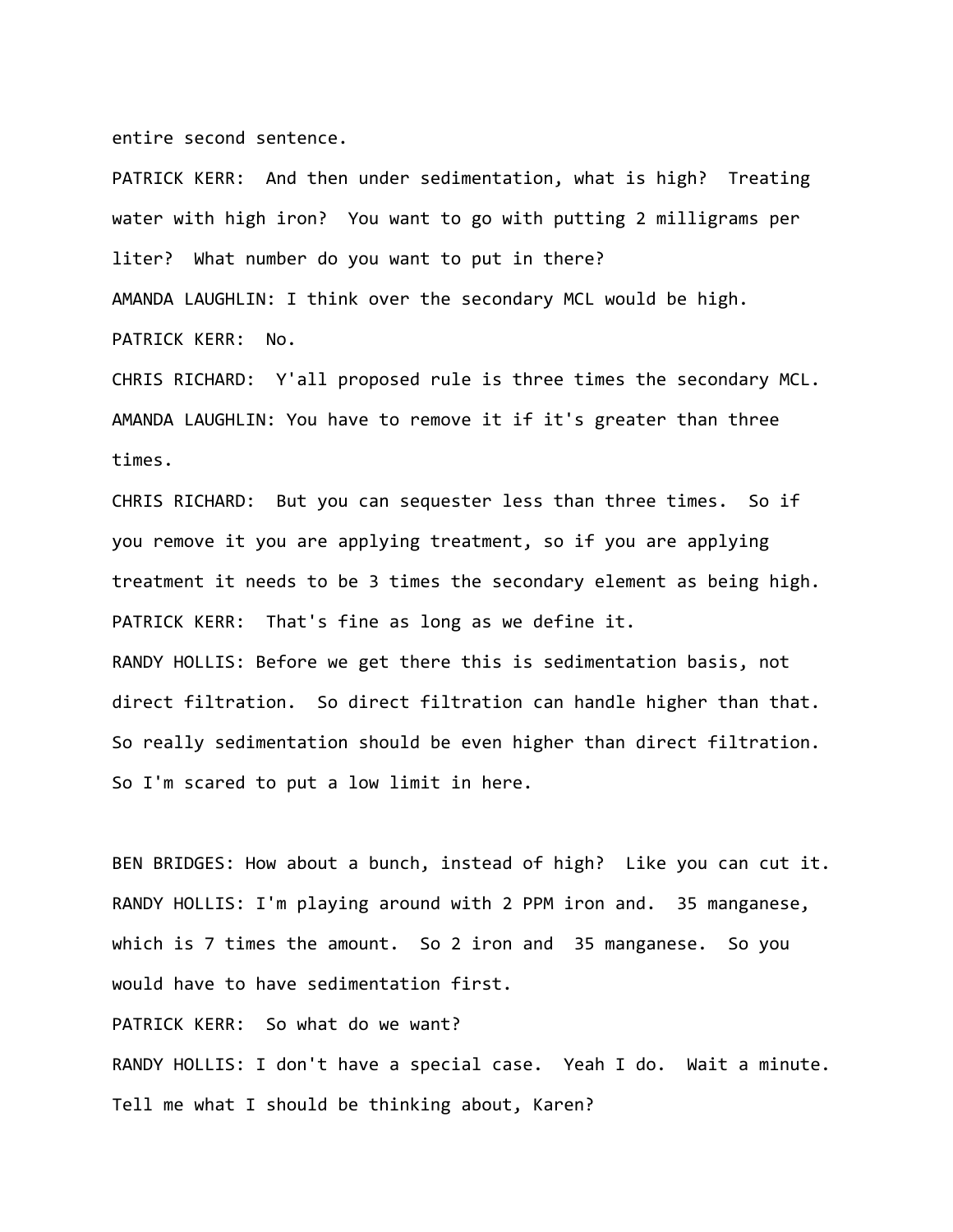entire second sentence.

PATRICK KERR: And then under sedimentation, what is high? Treating water with high iron? You want to go with putting 2 milligrams per liter? What number do you want to put in there?

AMANDA LAUGHLIN: I think over the secondary MCL would be high.

PATRICK KERR: No.

CHRIS RICHARD: Y'all proposed rule is three times the secondary MCL.

AMANDA LAUGHLIN: You have to remove it if it's greater than three times.

CHRIS RICHARD: But you can sequester less than three times. So if you remove it you are applying treatment, so if you are applying treatment it needs to be 3 times the secondary element as being high.

PATRICK KERR: That's fine as long as we define it.

RANDY HOLLIS: Before we get there this is sedimentation basis, not direct filtration. So direct filtration can handle higher than that. So really sedimentation should be even higher than direct filtration. So I'm scared to put a low limit in here.

BEN BRIDGES: How about a bunch, instead of high? Like you can cut it.

RANDY HOLLIS: I'm playing around with 2 PPM iron and. 35 manganese, which is 7 times the amount. So 2 iron and 35 manganese. So you would have to have sedimentation first.

PATRICK KERR: So what do we want?

RANDY HOLLIS: I don't have a special case. Yeah I do. Wait a minute. Tell me what I should be thinking about, Karen?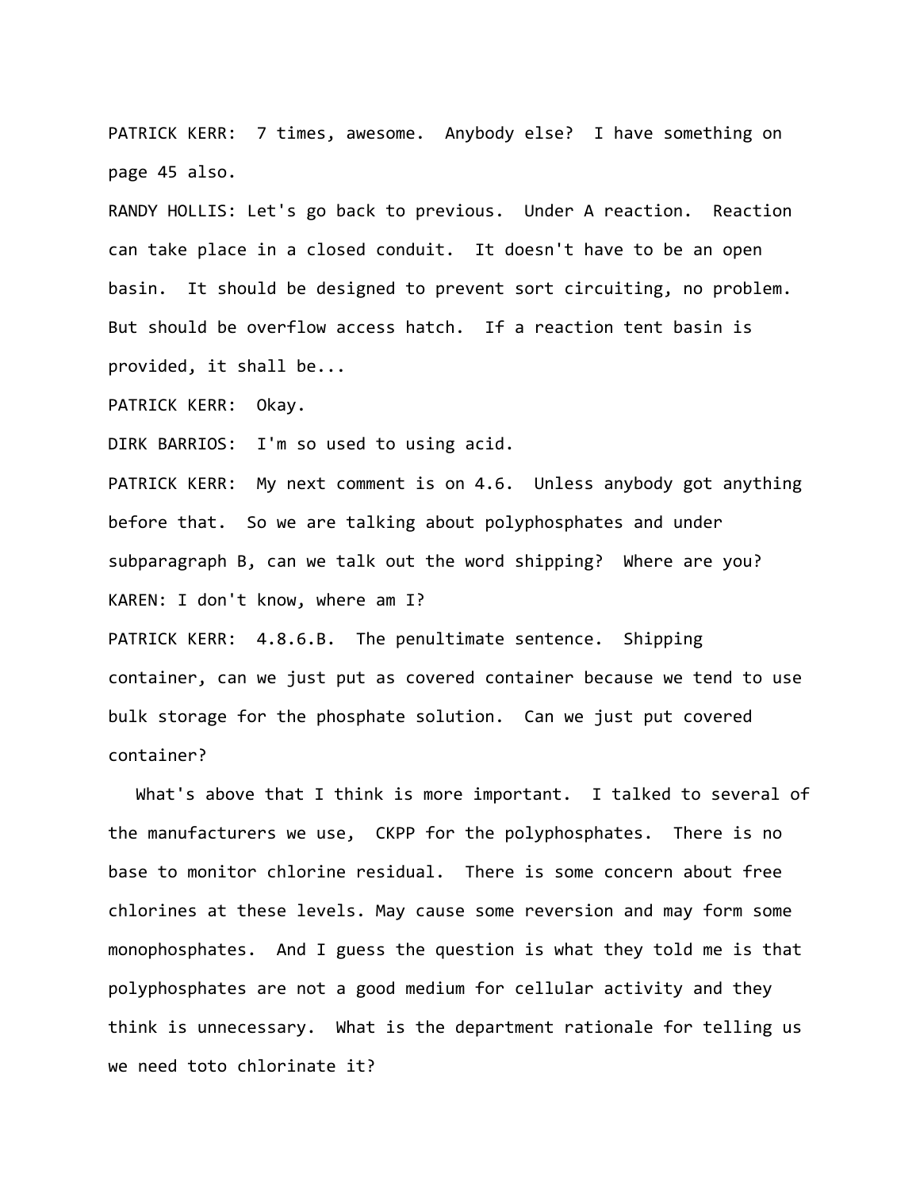PATRICK KERR: 7 times, awesome. Anybody else? I have something on page 45 also.

RANDY HOLLIS: Let's go back to previous. Under A reaction. Reaction can take place in a closed conduit. It doesn't have to be an open basin. It should be designed to prevent sort circuiting, no problem. But should be overflow access hatch. If a reaction tent basin is provided, it shall be...

PATRICK KERR: Okay.

DIRK BARRIOS: I'm so used to using acid.

PATRICK KERR: My next comment is on 4.6. Unless anybody got anything before that. So we are talking about polyphosphates and under subparagraph B, can we talk out the word shipping? Where are you?

KAREN: I don't know, where am I?

PATRICK KERR: 4.8.6.B. The penultimate sentence. Shipping container, can we just put as covered container because we tend to use bulk storage for the phosphate solution. Can we just put covered container?

What's above that I think is more important. I talked to several of the manufacturers we use, CKPP for the polyphosphates. There is no base to monitor chlorine residual. There is some concern about free chlorines at these levels. May cause some reversion and may form some monophosphates. And I guess the question is what they told me is that polyphosphates are not a good medium for cellular activity and they think is unnecessary. What is the department rationale for telling us we need toto chlorinate it?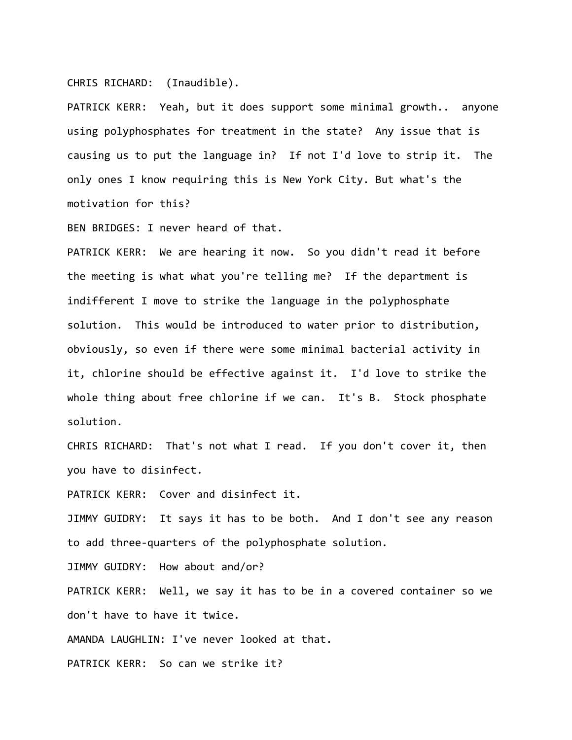CHRIS RICHARD: (Inaudible).

PATRICK KERR: Yeah, but it does support some minimal growth.. anyone using polyphosphates for treatment in the state? Any issue that is causing us to put the language in? If not I'd love to strip it. The only ones I know requiring this is New York City. But what's the motivation for this?

BEN BRIDGES: I never heard of that.

PATRICK KERR: We are hearing it now. So you didn't read it before the meeting is what what you're telling me? If the department is indifferent I move to strike the language in the polyphosphate solution. This would be introduced to water prior to distribution, obviously, so even if there were some minimal bacterial activity in it, chlorine should be effective against it. I'd love to strike the whole thing about free chlorine if we can. It's B. Stock phosphate solution.

CHRIS RICHARD: That's not what I read. If you don't cover it, then you have to disinfect.

PATRICK KERR: Cover and disinfect it.

JIMMY GUIDRY: It says it has to be both. And I don't see any reason to add three-quarters of the polyphosphate solution.

JIMMY GUIDRY: How about and/or?

PATRICK KERR: Well, we say it has to be in a covered container so we don't have to have it twice.

AMANDA LAUGHLIN: I've never looked at that.

PATRICK KERR: So can we strike it?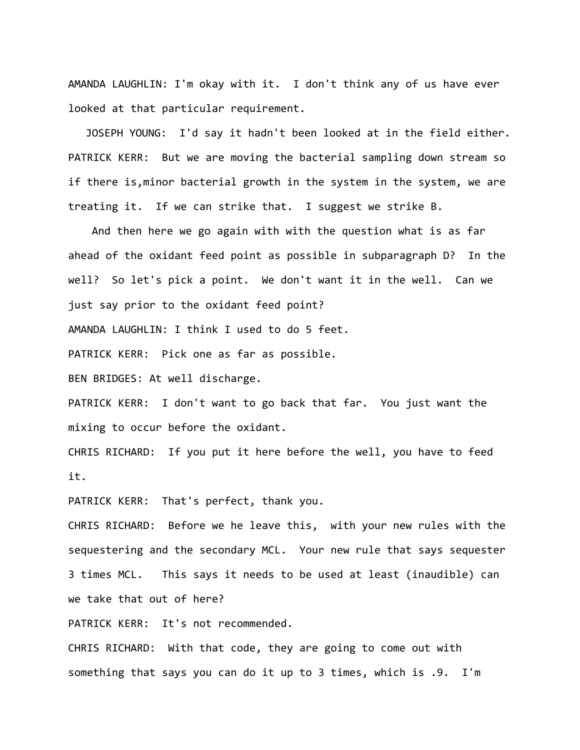AMANDA LAUGHLIN: I'm okay with it. I don't think any of us have ever looked at that particular requirement.

JOSEPH YOUNG: I'd say it hadn't been looked at in the field either.

PATRICK KERR: But we are moving the bacterial sampling down stream so if there is,minor bacterial growth in the system in the system, we are treating it. If we can strike that. I suggest we strike B.

And then here we go again with with the question what is as far ahead of the oxidant feed point as possible in subparagraph D? In the well? So let's pick a point. We don't want it in the well. Can we just say prior to the oxidant feed point?

AMANDA LAUGHLIN: I think I used to do 5 feet.

PATRICK KERR: Pick one as far as possible.

BEN BRIDGES: At well discharge.

PATRICK KERR: I don't want to go back that far. You just want the mixing to occur before the oxidant.

CHRIS RICHARD: If you put it here before the well, you have to feed it.

PATRICK KERR: That's perfect, thank you.

CHRIS RICHARD: Before we he leave this, with your new rules with the sequestering and the secondary MCL. Your new rule that says sequester 3 times MCL. This says it needs to be used at least (inaudible) can we take that out of here?

PATRICK KERR: It's not recommended.

CHRIS RICHARD: With that code, they are going to come out with something that says you can do it up to 3 times, which is .9. I'm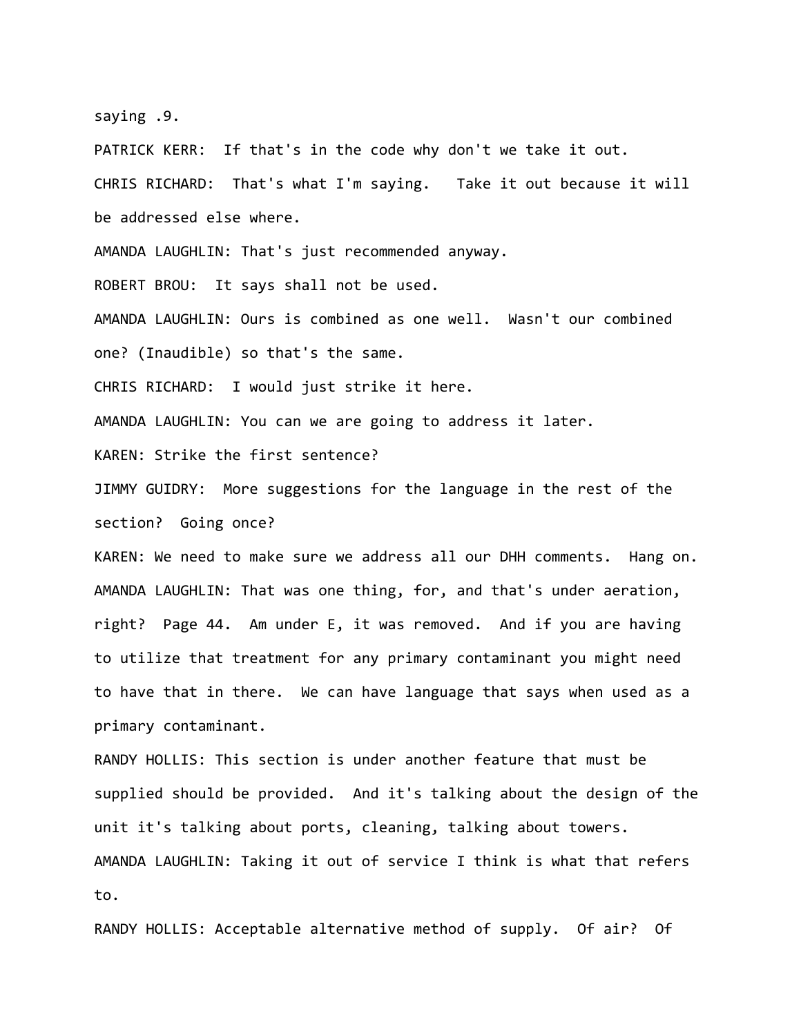saying .9.

PATRICK KERR: If that's in the code why don't we take it out.

CHRIS RICHARD: That's what I'm saying. Take it out because it will be addressed else where.

AMANDA LAUGHLIN: That's just recommended anyway.

ROBERT BROU: It says shall not be used.

AMANDA LAUGHLIN: Ours is combined as one well. Wasn't our combined one? (Inaudible) so that's the same.

CHRIS RICHARD: I would just strike it here.

AMANDA LAUGHLIN: You can we are going to address it later.

KAREN: Strike the first sentence?

JIMMY GUIDRY: More suggestions for the language in the rest of the section? Going once?

KAREN: We need to make sure we address all our DHH comments. Hang on.

AMANDA LAUGHLIN: That was one thing, for, and that's under aeration, right? Page 44. Am under E, it was removed. And if you are having to utilize that treatment for any primary contaminant you might need to have that in there. We can have language that says when used as a primary contaminant.

RANDY HOLLIS: This section is under another feature that must be supplied should be provided. And it's talking about the design of the unit it's talking about ports, cleaning, talking about towers.

AMANDA LAUGHLIN: Taking it out of service I think is what that refers to.

RANDY HOLLIS: Acceptable alternative method of supply. Of air? Of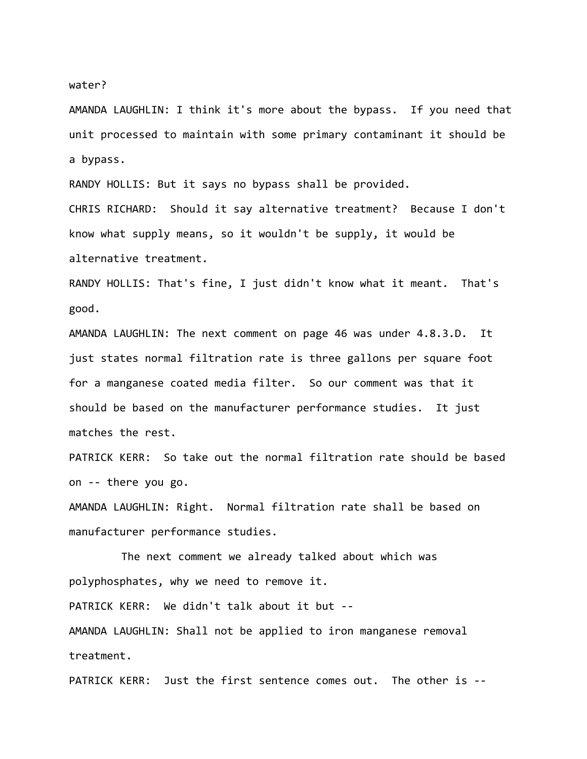water?

AMANDA LAUGHLIN: I think it's more about the bypass. If you need that unit processed to maintain with some primary contaminant it should be a bypass.

RANDY HOLLIS: But it says no bypass shall be provided.

CHRIS RICHARD: Should it say alternative treatment? Because I don't know what supply means, so it wouldn't be supply, it would be alternative treatment.

RANDY HOLLIS: That's fine, I just didn't know what it meant. That's good.

AMANDA LAUGHLIN: The next comment on page 46 was under 4.8.3.D. It just states normal filtration rate is three gallons per square foot for a manganese coated media filter. So our comment was that it should be based on the manufacturer performance studies. It just matches the rest.

PATRICK KERR: So take out the normal filtration rate should be based on -- there you go.

AMANDA LAUGHLIN: Right. Normal filtration rate shall be based on manufacturer performance studies.

The next comment we already talked about which was polyphosphates, why we need to remove it.

PATRICK KERR: We didn't talk about it but --

AMANDA LAUGHLIN: Shall not be applied to iron manganese removal treatment.

PATRICK KERR: Just the first sentence comes out. The other is --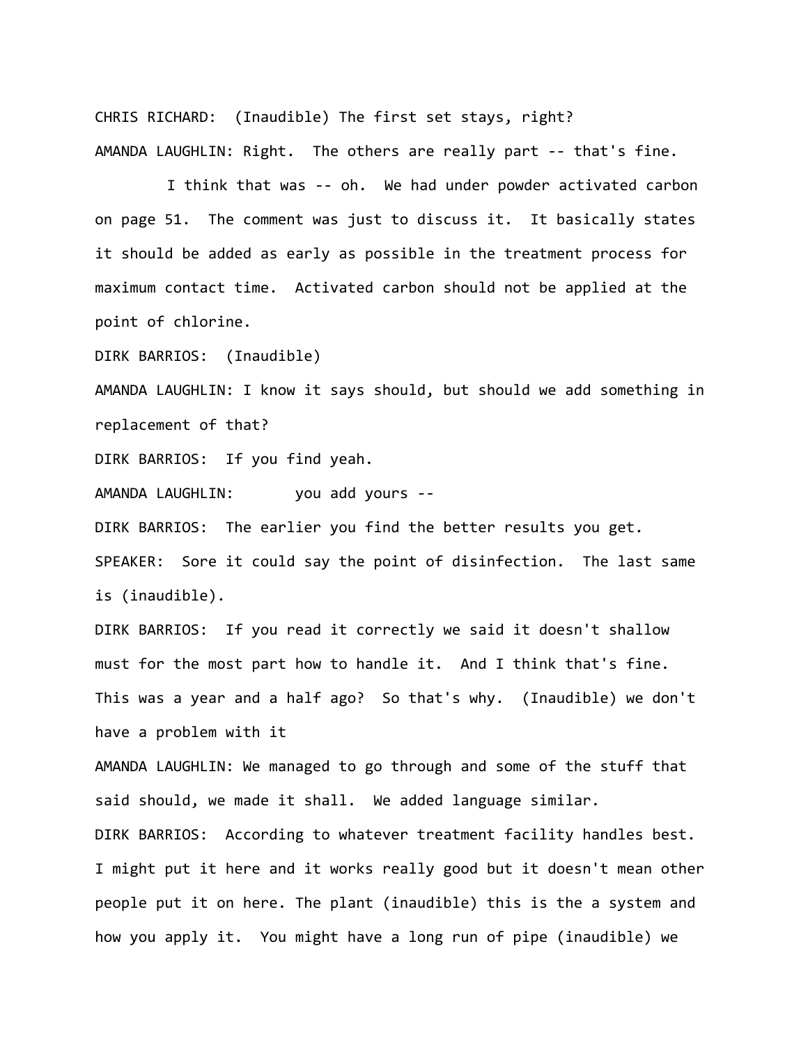CHRIS RICHARD: (Inaudible) The first set stays, right?

AMANDA LAUGHLIN: Right. The others are really part -- that's fine.

I think that was -- oh. We had under powder activated carbon on page 51. The comment was just to discuss it. It basically states it should be added as early as possible in the treatment process for maximum contact time. Activated carbon should not be applied at the point of chlorine.

DIRK BARRIOS: (Inaudible)

AMANDA LAUGHLIN: I know it says should, but should we add something in replacement of that?

DIRK BARRIOS: If you find yeah.

AMANDA LAUGHLIN: you add yours --

DIRK BARRIOS: The earlier you find the better results you get.

SPEAKER: Sore it could say the point of disinfection. The last same is (inaudible).

DIRK BARRIOS: If you read it correctly we said it doesn't shallow must for the most part how to handle it. And I think that's fine. This was a year and a half ago? So that's why. (Inaudible) we don't have a problem with it

AMANDA LAUGHLIN: We managed to go through and some of the stuff that said should, we made it shall. We added language similar.

DIRK BARRIOS: According to whatever treatment facility handles best. I might put it here and it works really good but it doesn't mean other people put it on here. The plant (inaudible) this is the a system and how you apply it. You might have a long run of pipe (inaudible) we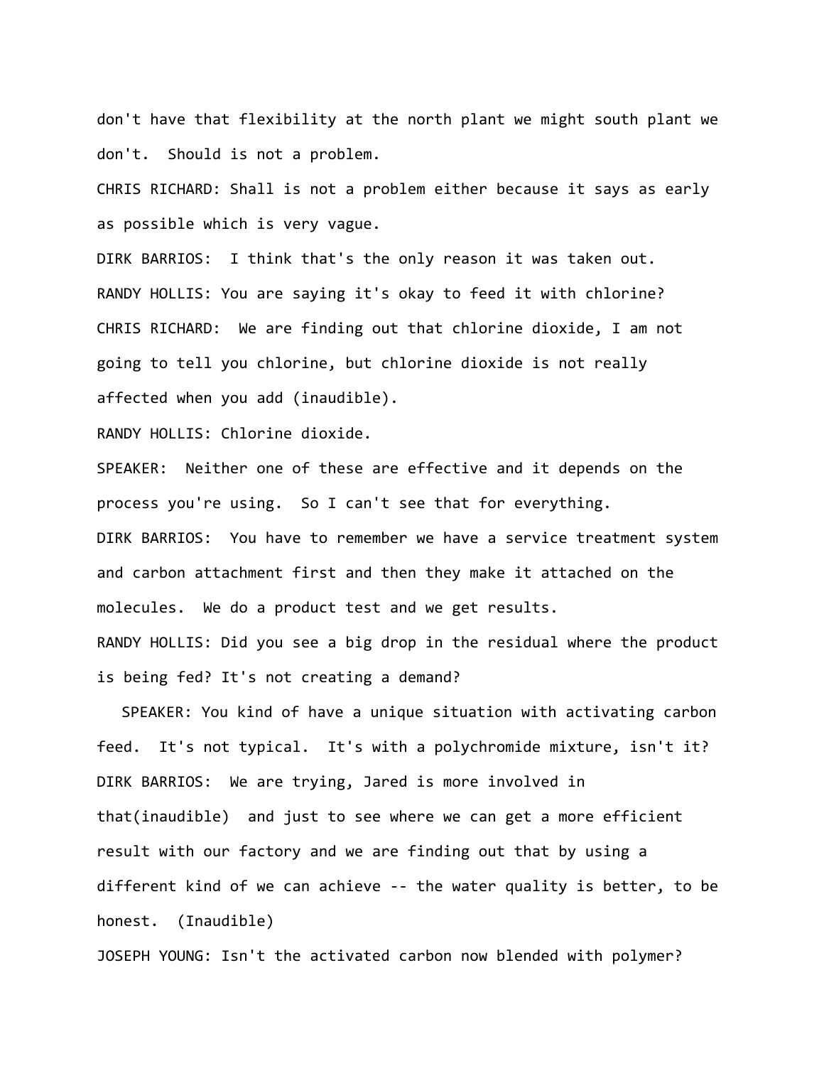don't have that flexibility at the north plant we might south plant we don't. Should is not a problem.

CHRIS RICHARD: Shall is not a problem either because it says as early as possible which is very vague.

DIRK BARRIOS: I think that's the only reason it was taken out.

RANDY HOLLIS: You are saying it's okay to feed it with chlorine?

CHRIS RICHARD: We are finding out that chlorine dioxide, I am not going to tell you chlorine, but chlorine dioxide is not really affected when you add (inaudible).

RANDY HOLLIS: Chlorine dioxide.

SPEAKER: Neither one of these are effective and it depends on the process you're using. So I can't see that for everything.

DIRK BARRIOS: You have to remember we have a service treatment system and carbon attachment first and then they make it attached on the molecules. We do a product test and we get results.

RANDY HOLLIS: Did you see a big drop in the residual where the product is being fed? It's not creating a demand?

SPEAKER: You kind of have a unique situation with activating carbon feed. It's not typical. It's with a polychromide mixture, isn't it?

DIRK BARRIOS: We are trying, Jared is more involved in that(inaudible) and just to see where we can get a more efficient result with our factory and we are finding out that by using a different kind of we can achieve -- the water quality is better, to be honest. (Inaudible)

JOSEPH YOUNG: Isn't the activated carbon now blended with polymer?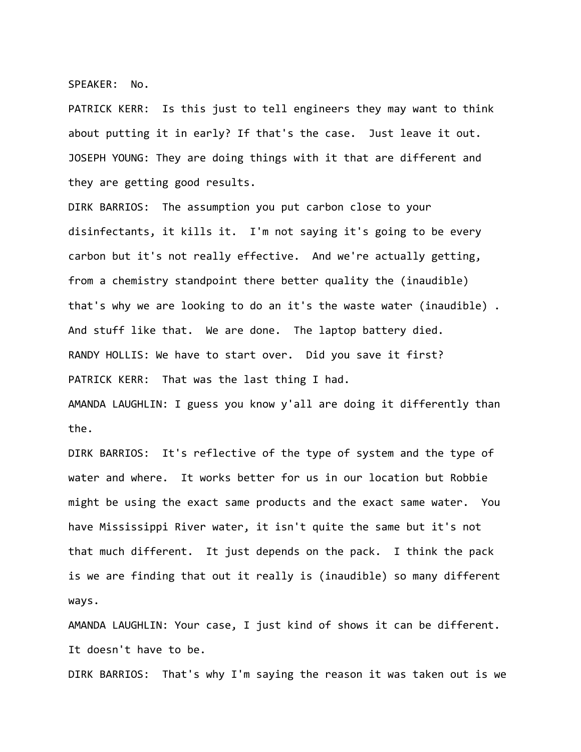SPEAKER: No.

PATRICK KERR: Is this just to tell engineers they may want to think about putting it in early? If that's the case. Just leave it out.

JOSEPH YOUNG: They are doing things with it that are different and they are getting good results.

DIRK BARRIOS: The assumption you put carbon close to your disinfectants, it kills it. I'm not saying it's going to be every carbon but it's not really effective. And we're actually getting, from a chemistry standpoint there better quality the (inaudible) that's why we are looking to do an it's the waste water (inaudible) . And stuff like that. We are done. The laptop battery died.

RANDY HOLLIS: We have to start over. Did you save it first?

PATRICK KERR: That was the last thing I had.

AMANDA LAUGHLIN: I guess you know y'all are doing it differently than the.

DIRK BARRIOS: It's reflective of the type of system and the type of water and where. It works better for us in our location but Robbie might be using the exact same products and the exact same water. You have Mississippi River water, it isn't quite the same but it's not that much different. It just depends on the pack. I think the pack is we are finding that out it really is (inaudible) so many different ways.

AMANDA LAUGHLIN: Your case, I just kind of shows it can be different. It doesn't have to be.

DIRK BARRIOS: That's why I'm saying the reason it was taken out is we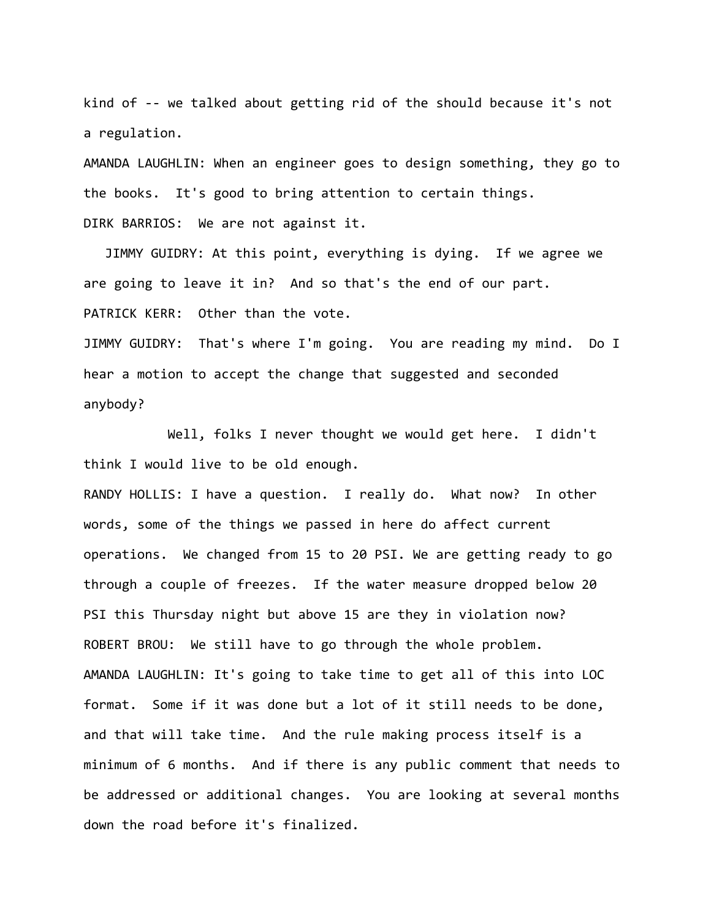kind of -- we talked about getting rid of the should because it's not a regulation.

AMANDA LAUGHLIN: When an engineer goes to design something, they go to the books. It's good to bring attention to certain things.

DIRK BARRIOS: We are not against it.

JIMMY GUIDRY: At this point, everything is dying. If we agree we are going to leave it in? And so that's the end of our part.

PATRICK KERR: Other than the vote.

JIMMY GUIDRY: That's where I'm going. You are reading my mind. Do I hear a motion to accept the change that suggested and seconded anybody?

Well, folks I never thought we would get here. I didn't think I would live to be old enough.

RANDY HOLLIS: I have a question. I really do. What now? In other words, some of the things we passed in here do affect current operations. We changed from 15 to 20 PSI. We are getting ready to go through a couple of freezes. If the water measure dropped below 20 PSI this Thursday night but above 15 are they in violation now?

ROBERT BROU: We still have to go through the whole problem.

AMANDA LAUGHLIN: It's going to take time to get all of this into LOC format. Some if it was done but a lot of it still needs to be done, and that will take time. And the rule making process itself is a minimum of 6 months. And if there is any public comment that needs to be addressed or additional changes. You are looking at several months down the road before it's finalized.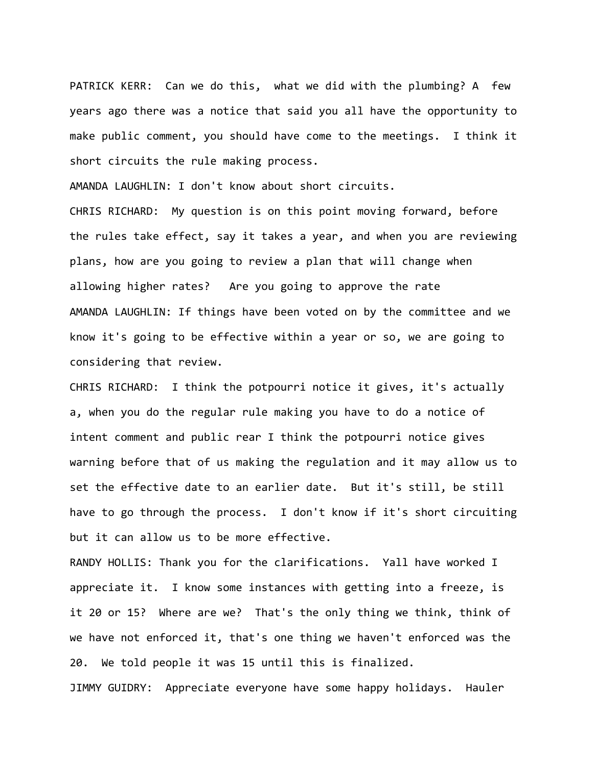PATRICK KERR: Can we do this, what we did with the plumbing? A few years ago there was a notice that said you all have the opportunity to make public comment, you should have come to the meetings. I think it short circuits the rule making process.

AMANDA LAUGHLIN: I don't know about short circuits.

CHRIS RICHARD: My question is on this point moving forward, before the rules take effect, say it takes a year, and when you are reviewing plans, how are you going to review a plan that will change when allowing higher rates? Are you going to approve the rate

AMANDA LAUGHLIN: If things have been voted on by the committee and we know it's going to be effective within a year or so, we are going to considering that review.

CHRIS RICHARD: I think the potpourri notice it gives, it's actually a, when you do the regular rule making you have to do a notice of intent comment and public rear I think the potpourri notice gives warning before that of us making the regulation and it may allow us to set the effective date to an earlier date. But it's still, be still have to go through the process. I don't know if it's short circuiting but it can allow us to be more effective.

RANDY HOLLIS: Thank you for the clarifications. Yall have worked I appreciate it. I know some instances with getting into a freeze, is it 20 or 15? Where are we? That's the only thing we think, think of we have not enforced it, that's one thing we haven't enforced was the 20. We told people it was 15 until this is finalized.

JIMMY GUIDRY: Appreciate everyone have some happy holidays. Hauler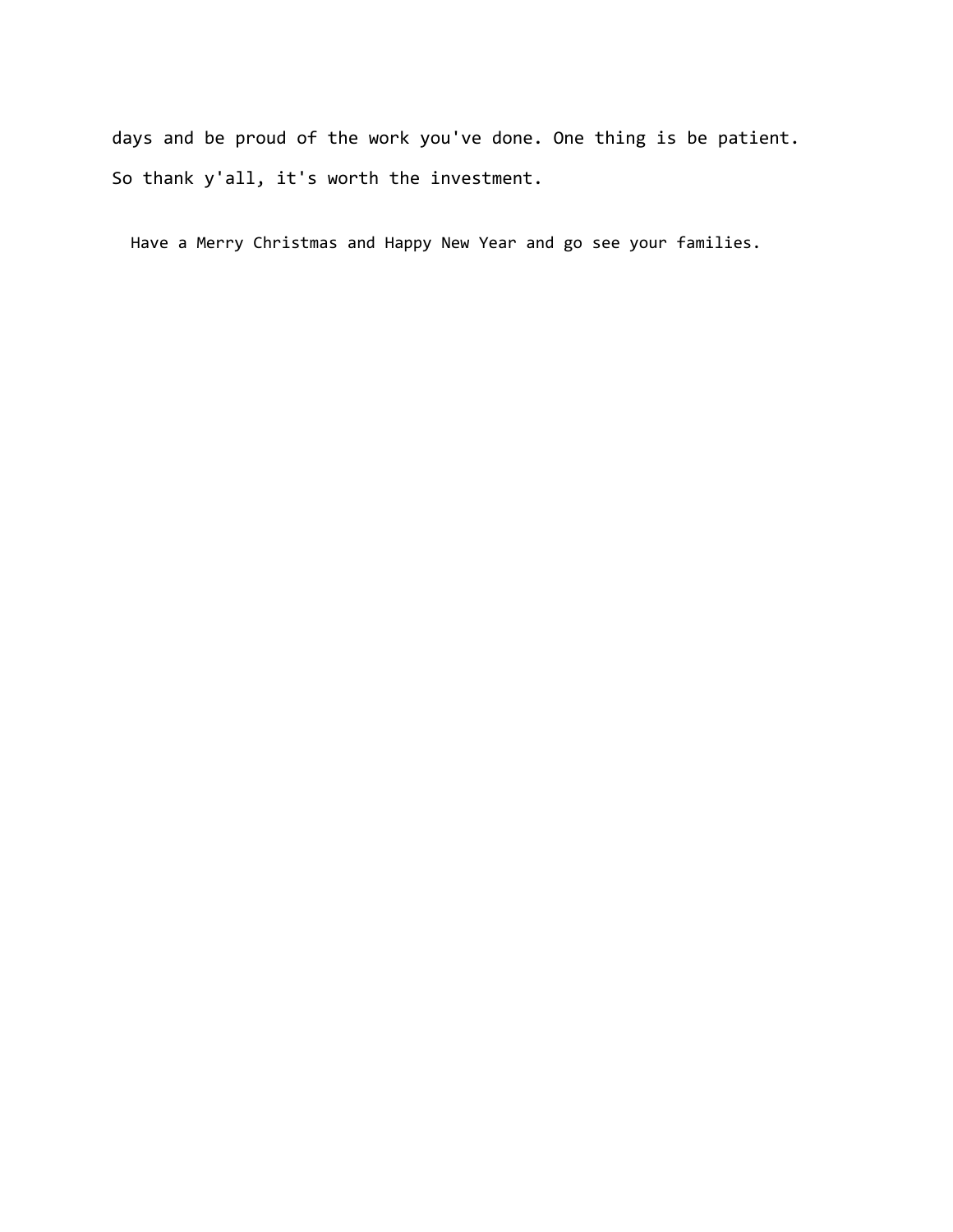days and be proud of the work you've done. One thing is be patient. So thank y'all, it's worth the investment.

Have a Merry Christmas and Happy New Year and go see your families.